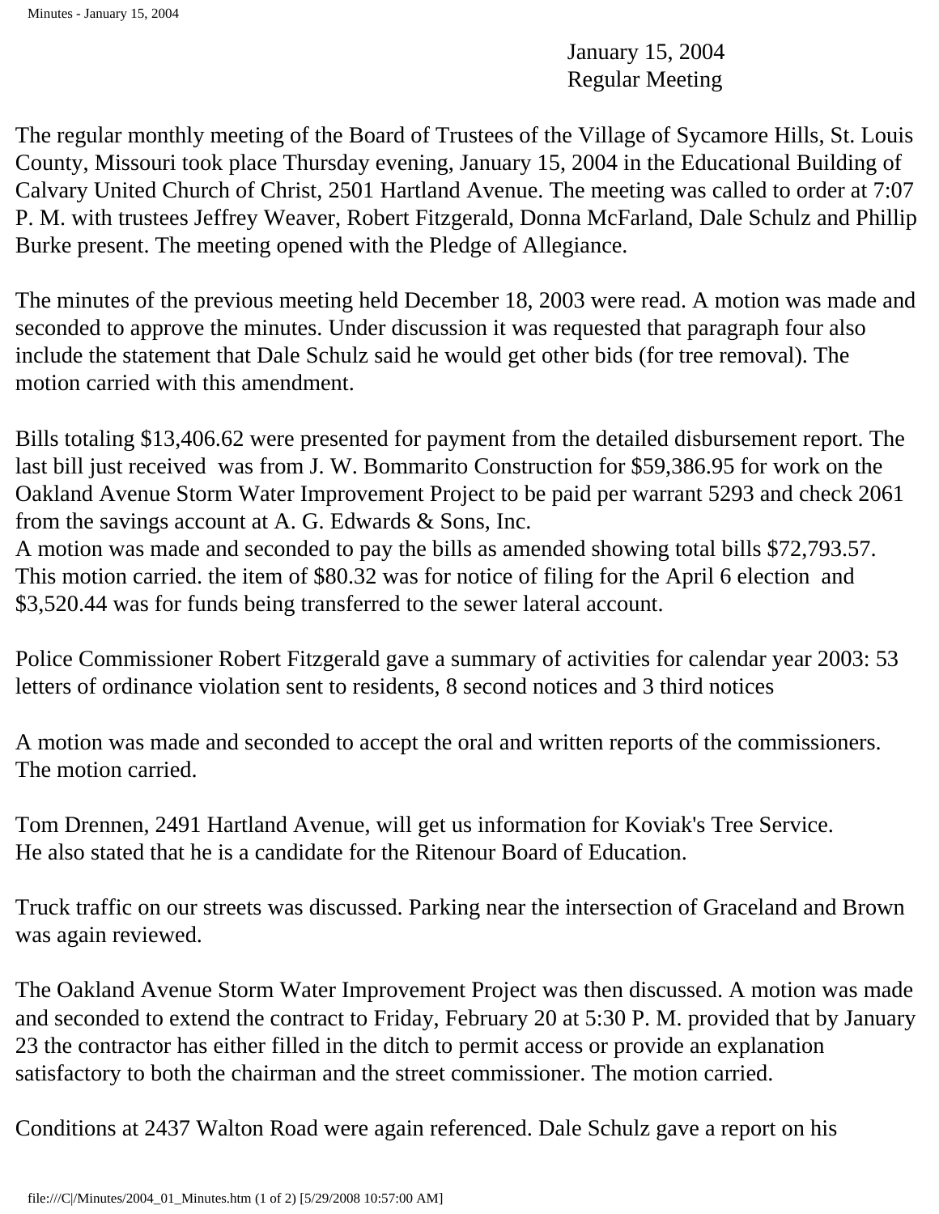January 15, 2004
Regular Meeting

The regular monthly meeting of the Board of Trustees of the Village of Sycamore Hills, St. Louis County, Missouri took place Thursday evening, January 15, 2004 in the Educational Building of Calvary United Church of Christ, 2501 Hartland Avenue. The meeting was called to order at 7:07 P. M. with trustees Jeffrey Weaver, Robert Fitzgerald, Donna McFarland, Dale Schulz and Phillip Burke present. The meeting opened with the Pledge of Allegiance.

The minutes of the previous meeting held December 18, 2003 were read. A motion was made and seconded to approve the minutes. Under discussion it was requested that paragraph four also include the statement that Dale Schulz said he would get other bids (for tree removal). The motion carried with this amendment.

Bills totaling $13,406.62 were presented for payment from the detailed disbursement report. The last bill just received was from J. W. Bommarito Construction for $59,386.95 for work on the Oakland Avenue Storm Water Improvement Project to be paid per warrant 5293 and check 2061 from the savings account at A. G. Edwards & Sons, Inc.
A motion was made and seconded to pay the bills as amended showing total bills $72,793.57. This motion carried. the item of $80.32 was for notice of filing for the April 6 election and $3,520.44 was for funds being transferred to the sewer lateral account.

Police Commissioner Robert Fitzgerald gave a summary of activities for calendar year 2003: 53 letters of ordinance violation sent to residents, 8 second notices and 3 third notices

A motion was made and seconded to accept the oral and written reports of the commissioners. The motion carried.

Tom Drennen, 2491 Hartland Avenue, will get us information for Koviak's Tree Service.
He also stated that he is a candidate for the Ritenour Board of Education.

Truck traffic on our streets was discussed. Parking near the intersection of Graceland and Brown was again reviewed.

The Oakland Avenue Storm Water Improvement Project was then discussed. A motion was made and seconded to extend the contract to Friday, February 20 at 5:30 P. M. provided that by January 23 the contractor has either filled in the ditch to permit access or provide an explanation satisfactory to both the chairman and the street commissioner. The motion carried.

Conditions at 2437 Walton Road were again referenced. Dale Schulz gave a report on his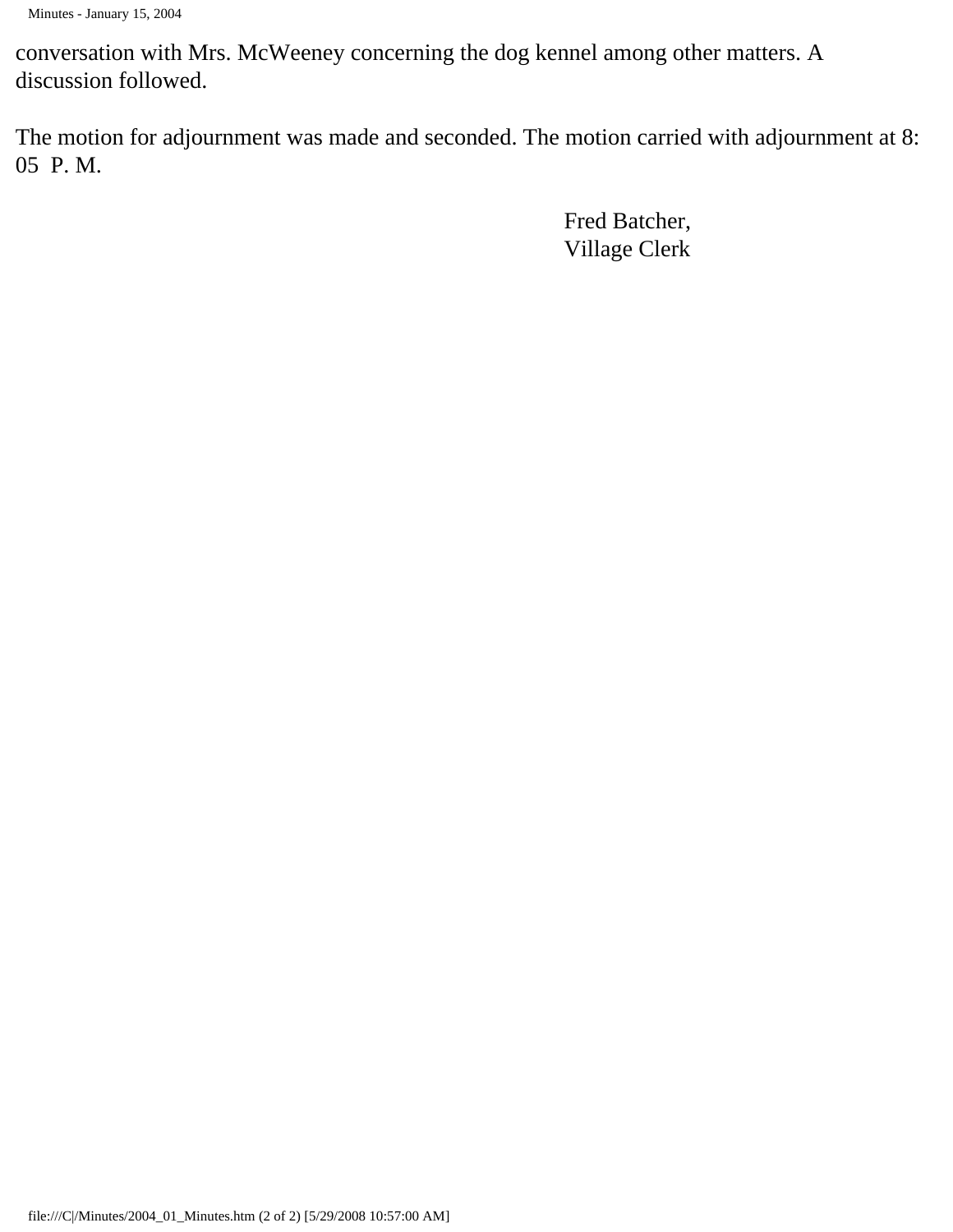conversation with Mrs. McWeeney concerning the dog kennel among other matters. A discussion followed.

The motion for adjournment was made and seconded. The motion carried with adjournment at 8:05 P. M.

Fred Batcher,
Village Clerk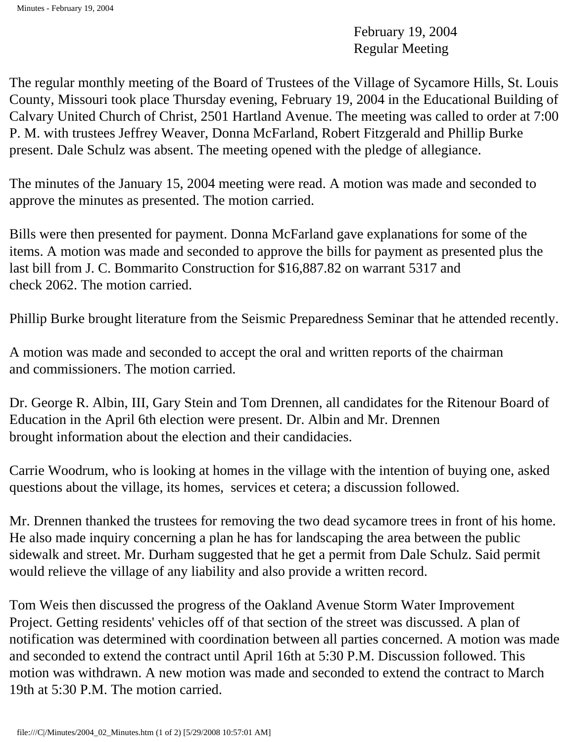February 19, 2004
Regular Meeting

The regular monthly meeting of the Board of Trustees of the Village of Sycamore Hills, St. Louis County, Missouri took place Thursday evening, February 19, 2004 in the Educational Building of Calvary United Church of Christ, 2501 Hartland Avenue. The meeting was called to order at 7:00 P. M. with trustees Jeffrey Weaver, Donna McFarland, Robert Fitzgerald and Phillip Burke present. Dale Schulz was absent. The meeting opened with the pledge of allegiance.

The minutes of the January 15, 2004 meeting were read. A motion was made and seconded to approve the minutes as presented. The motion carried.

Bills were then presented for payment. Donna McFarland gave explanations for some of the items. A motion was made and seconded to approve the bills for payment as presented plus the last bill from J. C. Bommarito Construction for $16,887.82 on warrant 5317 and check 2062. The motion carried.

Phillip Burke brought literature from the Seismic Preparedness Seminar that he attended recently.

A motion was made and seconded to accept the oral and written reports of the chairman and commissioners. The motion carried.

Dr. George R. Albin, III, Gary Stein and Tom Drennen, all candidates for the Ritenour Board of Education in the April 6th election were present. Dr. Albin and Mr. Drennen brought information about the election and their candidacies.

Carrie Woodrum, who is looking at homes in the village with the intention of buying one, asked questions about the village, its homes, services et cetera; a discussion followed.

Mr. Drennen thanked the trustees for removing the two dead sycamore trees in front of his home. He also made inquiry concerning a plan he has for landscaping the area between the public sidewalk and street. Mr. Durham suggested that he get a permit from Dale Schulz. Said permit would relieve the village of any liability and also provide a written record.

Tom Weis then discussed the progress of the Oakland Avenue Storm Water Improvement Project. Getting residents' vehicles off of that section of the street was discussed. A plan of notification was determined with coordination between all parties concerned. A motion was made and seconded to extend the contract until April 16th at 5:30 P.M. Discussion followed. This motion was withdrawn. A new motion was made and seconded to extend the contract to March 19th at 5:30 P.M. The motion carried.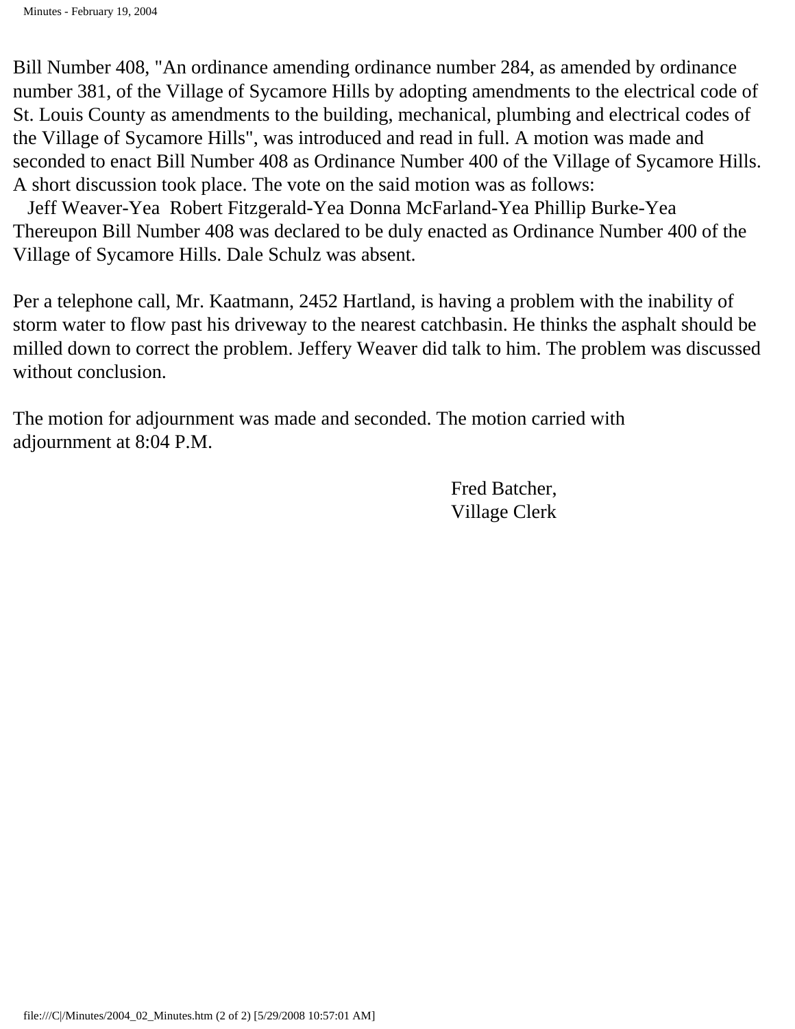Bill Number 408, "An ordinance amending ordinance number 284, as amended by ordinance number 381, of the Village of Sycamore Hills by adopting amendments to the electrical code of St. Louis County as amendments to the building, mechanical, plumbing and electrical codes of the Village of Sycamore Hills", was introduced and read in full. A motion was made and seconded to enact Bill Number 408 as Ordinance Number 400 of the Village of Sycamore Hills. A short discussion took place. The vote on the said motion was as follows:

Jeff Weaver-Yea Robert Fitzgerald-Yea Donna McFarland-Yea Phillip Burke-Yea

Thereupon Bill Number 408 was declared to be duly enacted as Ordinance Number 400 of the Village of Sycamore Hills. Dale Schulz was absent.

Per a telephone call, Mr. Kaatmann, 2452 Hartland, is having a problem with the inability of storm water to flow past his driveway to the nearest catchbasin. He thinks the asphalt should be milled down to correct the problem. Jeffery Weaver did talk to him. The problem was discussed without conclusion.

The motion for adjournment was made and seconded. The motion carried with adjournment at 8:04 P.M.

Fred Batcher,
Village Clerk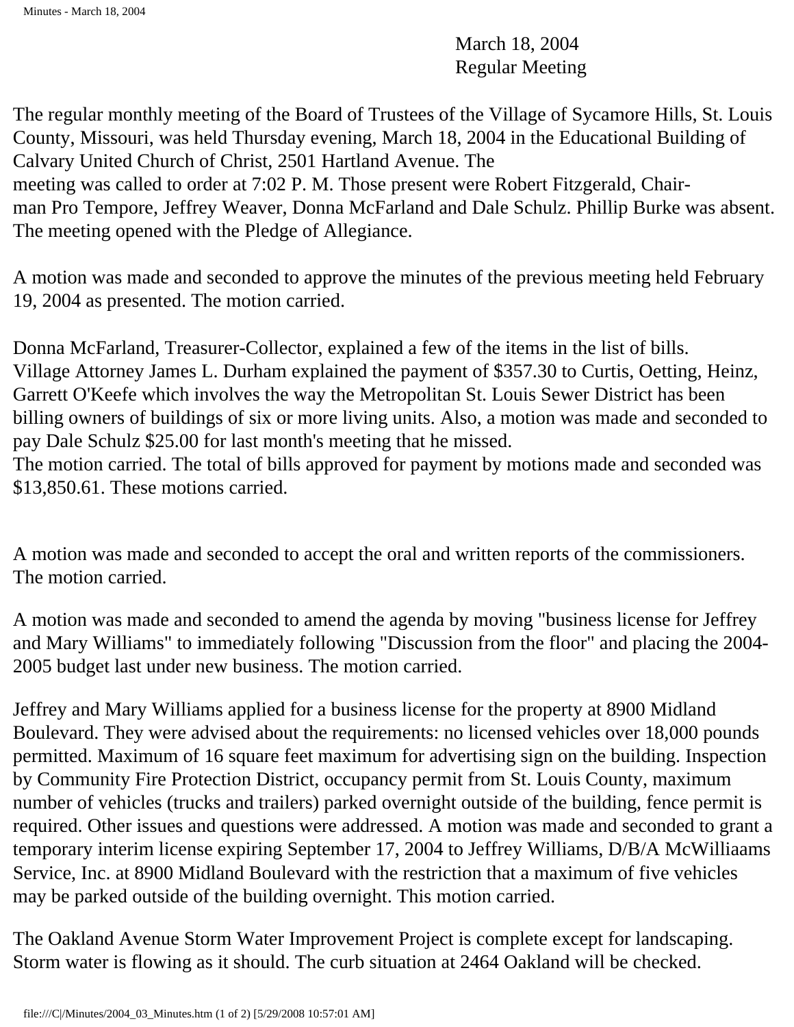March 18, 2004
Regular Meeting

The regular monthly meeting of the Board of Trustees of the Village of Sycamore Hills, St. Louis County, Missouri, was held Thursday evening, March 18, 2004 in the Educational Building of Calvary United Church of Christ, 2501 Hartland Avenue. The meeting was called to order at 7:02 P. M. Those present were Robert Fitzgerald, Chairman Pro Tempore, Jeffrey Weaver, Donna McFarland and Dale Schulz. Phillip Burke was absent. The meeting opened with the Pledge of Allegiance.

A motion was made and seconded to approve the minutes of the previous meeting held February 19, 2004 as presented. The motion carried.

Donna McFarland, Treasurer-Collector, explained a few of the items in the list of bills. Village Attorney James L. Durham explained the payment of $357.30 to Curtis, Oetting, Heinz, Garrett O'Keefe which involves the way the Metropolitan St. Louis Sewer District has been billing owners of buildings of six or more living units. Also, a motion was made and seconded to pay Dale Schulz $25.00 for last month's meeting that he missed.
The motion carried. The total of bills approved for payment by motions made and seconded was $13,850.61. These motions carried.

A motion was made and seconded to accept the oral and written reports of the commissioners. The motion carried.

A motion was made and seconded to amend the agenda by moving "business license for Jeffrey and Mary Williams" to immediately following "Discussion from the floor" and placing the 2004-2005 budget last under new business. The motion carried.

Jeffrey and Mary Williams applied for a business license for the property at 8900 Midland Boulevard. They were advised about the requirements: no licensed vehicles over 18,000 pounds permitted. Maximum of 16 square feet maximum for advertising sign on the building. Inspection by Community Fire Protection District, occupancy permit from St. Louis County, maximum number of vehicles (trucks and trailers) parked overnight outside of the building, fence permit is required. Other issues and questions were addressed. A motion was made and seconded to grant a temporary interim license expiring September 17, 2004 to Jeffrey Williams, D/B/A McWilliaams Service, Inc. at 8900 Midland Boulevard with the restriction that a maximum of five vehicles may be parked outside of the building overnight. This motion carried.

The Oakland Avenue Storm Water Improvement Project is complete except for landscaping. Storm water is flowing as it should. The curb situation at 2464 Oakland will be checked.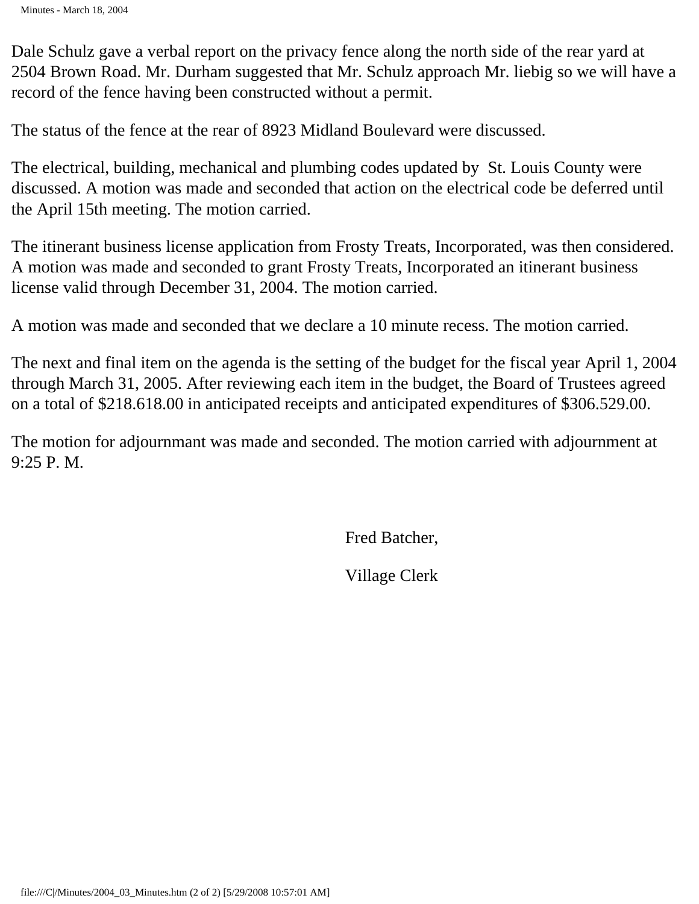Dale Schulz gave a verbal report on the privacy fence along the north side of the rear yard at 2504 Brown Road. Mr. Durham suggested that Mr. Schulz approach Mr. liebig so we will have a record of the fence having been constructed without a permit.

The status of the fence at the rear of 8923 Midland Boulevard were discussed.

The electrical, building, mechanical and plumbing codes updated by St. Louis County were discussed. A motion was made and seconded that action on the electrical code be deferred until the April 15th meeting. The motion carried.

The itinerant business license application from Frosty Treats, Incorporated, was then considered. A motion was made and seconded to grant Frosty Treats, Incorporated an itinerant business license valid through December 31, 2004. The motion carried.

A motion was made and seconded that we declare a 10 minute recess. The motion carried.

The next and final item on the agenda is the setting of the budget for the fiscal year April 1, 2004 through March 31, 2005. After reviewing each item in the budget, the Board of Trustees agreed on a total of $218.618.00 in anticipated receipts and anticipated expenditures of $306.529.00.

The motion for adjournmant was made and seconded. The motion carried with adjournment at 9:25 P. M.

Fred Batcher,

Village Clerk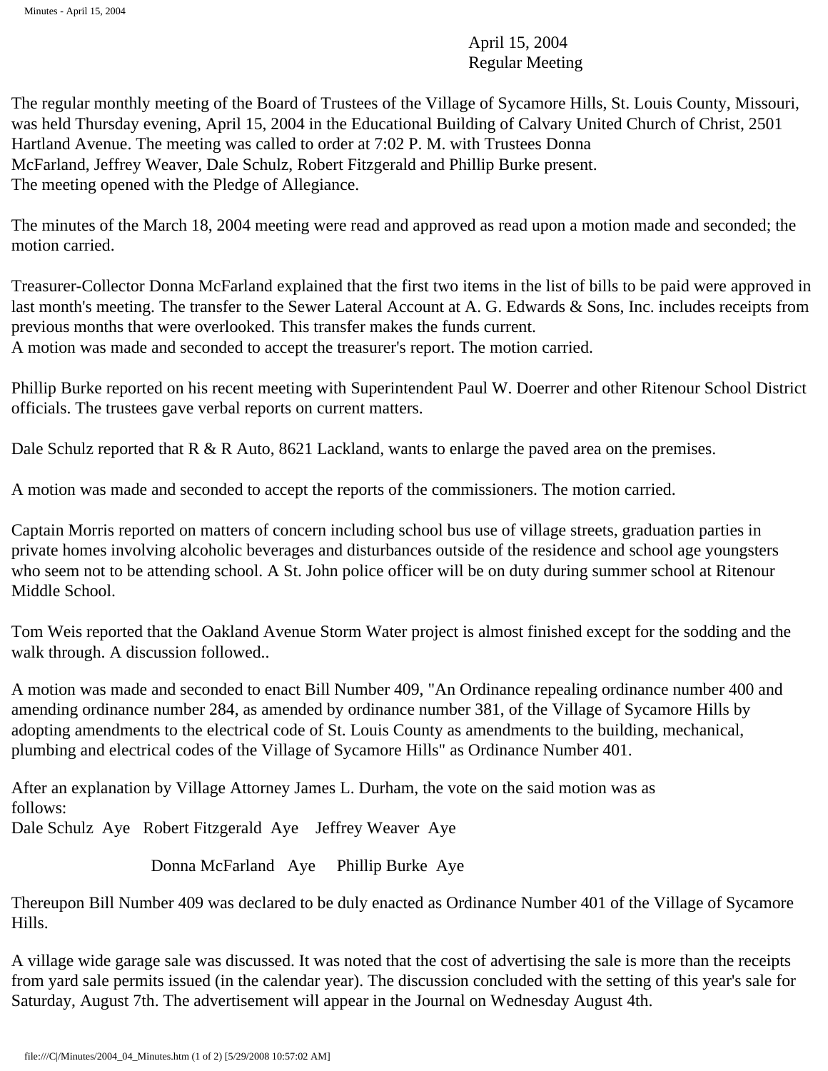April 15, 2004
Regular Meeting

The regular monthly meeting of the Board of Trustees of the Village of Sycamore Hills, St. Louis County, Missouri, was held Thursday evening, April 15, 2004 in the Educational Building of Calvary United Church of Christ, 2501 Hartland Avenue. The meeting was called to order at 7:02 P. M. with Trustees Donna McFarland, Jeffrey Weaver, Dale Schulz, Robert Fitzgerald and Phillip Burke present.
The meeting opened with the Pledge of Allegiance.

The minutes of the March 18, 2004 meeting were read and approved as read upon a motion made and seconded; the motion carried.

Treasurer-Collector Donna McFarland explained that the first two items in the list of bills to be paid were approved in last month's meeting. The transfer to the Sewer Lateral Account at A. G. Edwards & Sons, Inc. includes receipts from previous months that were overlooked. This transfer makes the funds current.
A motion was made and seconded to accept the treasurer's report. The motion carried.

Phillip Burke reported on his recent meeting with Superintendent Paul W. Doerrer and other Ritenour School District officials. The trustees gave verbal reports on current matters.

Dale Schulz reported that R & R Auto, 8621 Lackland, wants to enlarge the paved area on the premises.

A motion was made and seconded to accept the reports of the commissioners. The motion carried.

Captain Morris reported on matters of concern including school bus use of village streets, graduation parties in private homes involving alcoholic beverages and disturbances outside of the residence and school age youngsters who seem not to be attending school. A St. John police officer will be on duty during summer school at Ritenour Middle School.

Tom Weis reported that the Oakland Avenue Storm Water project is almost finished except for the sodding and the walk through. A discussion followed..

A motion was made and seconded to enact Bill Number 409, "An Ordinance repealing ordinance number 400 and amending ordinance number 284, as amended by ordinance number 381, of the Village of Sycamore Hills by adopting amendments to the electrical code of St. Louis County as amendments to the building, mechanical, plumbing and electrical codes of the Village of Sycamore Hills" as Ordinance Number 401.

After an explanation by Village Attorney James L. Durham, the vote on the said motion was as follows:
Dale Schulz Aye Robert Fitzgerald Aye Jeffrey Weaver Aye

Donna McFarland Aye Phillip Burke Aye

Thereupon Bill Number 409 was declared to be duly enacted as Ordinance Number 401 of the Village of Sycamore Hills.

A village wide garage sale was discussed. It was noted that the cost of advertising the sale is more than the receipts from yard sale permits issued (in the calendar year). The discussion concluded with the setting of this year's sale for Saturday, August 7th. The advertisement will appear in the Journal on Wednesday August 4th.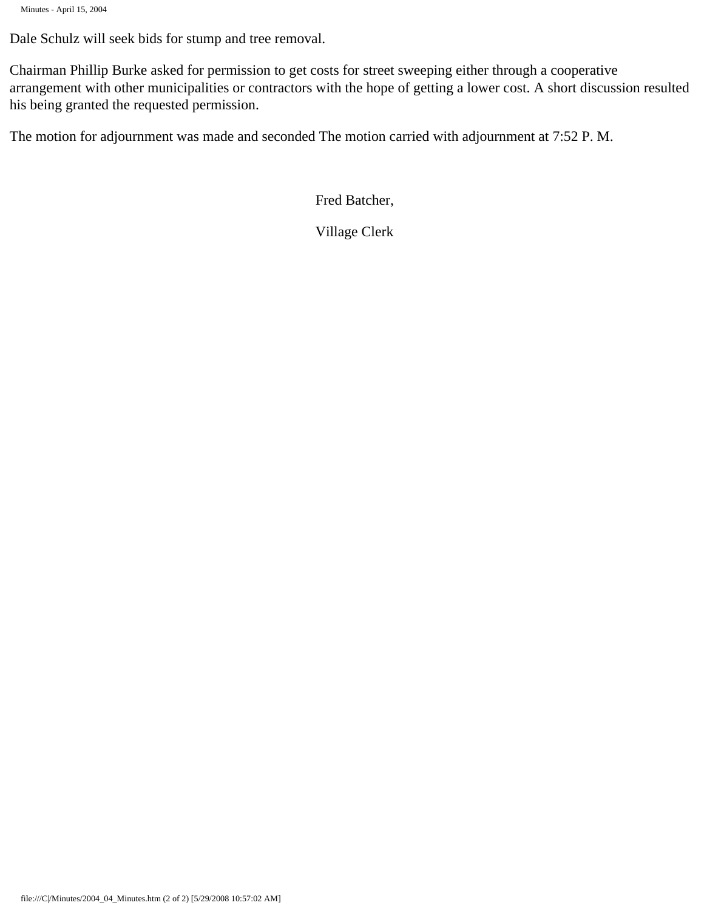Dale Schulz will seek bids for stump and tree removal.

Chairman Phillip Burke asked for permission to get costs for street sweeping either through a cooperative arrangement with other municipalities or contractors with the hope of getting a lower cost. A short discussion resulted his being granted the requested permission.

The motion for adjournment was made and seconded The motion carried with adjournment at 7:52 P. M.

Fred Batcher,

Village Clerk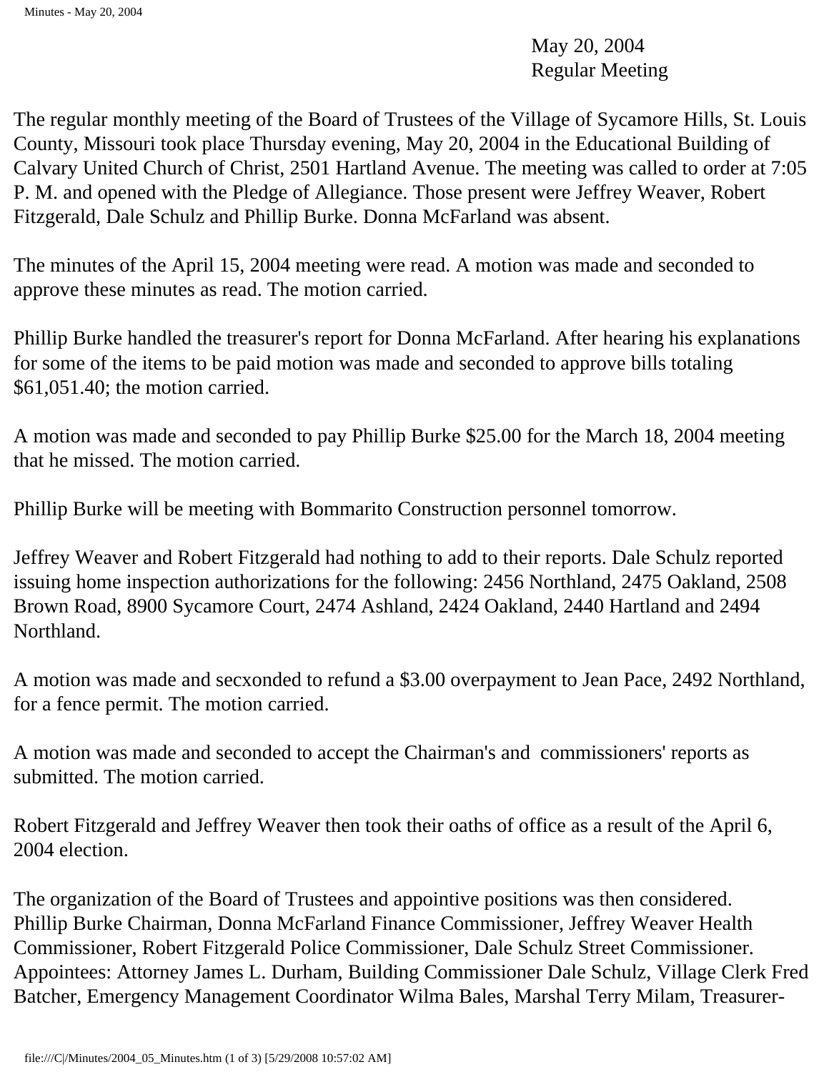May 20, 2004
Regular Meeting

The regular monthly meeting of the Board of Trustees of the Village of Sycamore Hills, St. Louis County, Missouri took place Thursday evening, May 20, 2004 in the Educational Building of Calvary United Church of Christ, 2501 Hartland Avenue. The meeting was called to order at 7:05 P. M. and opened with the Pledge of Allegiance. Those present were Jeffrey Weaver, Robert Fitzgerald, Dale Schulz and Phillip Burke. Donna McFarland was absent.

The minutes of the April 15, 2004 meeting were read. A motion was made and seconded to approve these minutes as read. The motion carried.

Phillip Burke handled the treasurer's report for Donna McFarland. After hearing his explanations for some of the items to be paid motion was made and seconded to approve bills totaling $61,051.40; the motion carried.

A motion was made and seconded to pay Phillip Burke $25.00 for the March 18, 2004 meeting that he missed. The motion carried.

Phillip Burke will be meeting with Bommarito Construction personnel tomorrow.

Jeffrey Weaver and Robert Fitzgerald had nothing to add to their reports. Dale Schulz reported issuing home inspection authorizations for the following: 2456 Northland, 2475 Oakland, 2508 Brown Road, 8900 Sycamore Court, 2474 Ashland, 2424 Oakland, 2440 Hartland and 2494 Northland.

A motion was made and secxonded to refund a $3.00 overpayment to Jean Pace, 2492 Northland, for a fence permit. The motion carried.

A motion was made and seconded to accept the Chairman's and commissioners' reports as submitted. The motion carried.

Robert Fitzgerald and Jeffrey Weaver then took their oaths of office as a result of the April 6, 2004 election.

The organization of the Board of Trustees and appointive positions was then considered. Phillip Burke Chairman, Donna McFarland Finance Commissioner, Jeffrey Weaver Health Commissioner, Robert Fitzgerald Police Commissioner, Dale Schulz Street Commissioner. Appointees: Attorney James L. Durham, Building Commissioner Dale Schulz, Village Clerk Fred Batcher, Emergency Management Coordinator Wilma Bales, Marshal Terry Milam, Treasurer-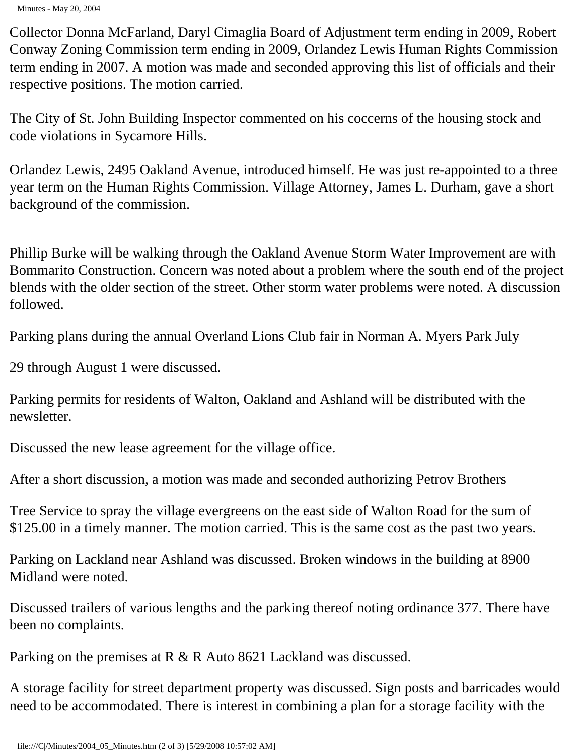Collector Donna McFarland, Daryl Cimaglia Board of Adjustment term ending in 2009, Robert Conway Zoning Commission term ending in 2009, Orlandez Lewis Human Rights Commission term ending in 2007. A motion was made and seconded approving this list of officials and their respective positions. The motion carried.

The City of St. John Building Inspector commented on his coccerns of the housing stock and code violations in Sycamore Hills.

Orlandez Lewis, 2495 Oakland Avenue, introduced himself. He was just re-appointed to a three year term on the Human Rights Commission. Village Attorney, James L. Durham, gave a short background of the commission.

Phillip Burke will be walking through the Oakland Avenue Storm Water Improvement are with Bommarito Construction. Concern was noted about a problem where the south end of the project blends with the older section of the street. Other storm water problems were noted. A discussion followed.

Parking plans during the annual Overland Lions Club fair in Norman A. Myers Park July

29 through August 1 were discussed.

Parking permits for residents of Walton, Oakland and Ashland will be distributed with the newsletter.

Discussed the new lease agreement for the village office.

After a short discussion, a motion was made and seconded authorizing Petrov Brothers

Tree Service to spray the village evergreens on the east side of Walton Road for the sum of $125.00 in a timely manner. The motion carried. This is the same cost as the past two years.

Parking on Lackland near Ashland was discussed. Broken windows in the building at 8900 Midland were noted.

Discussed trailers of various lengths and the parking thereof noting ordinance 377. There have been no complaints.

Parking on the premises at R & R Auto 8621 Lackland was discussed.

A storage facility for street department property was discussed. Sign posts and barricades would need to be accommodated. There is interest in combining a plan for a storage facility with the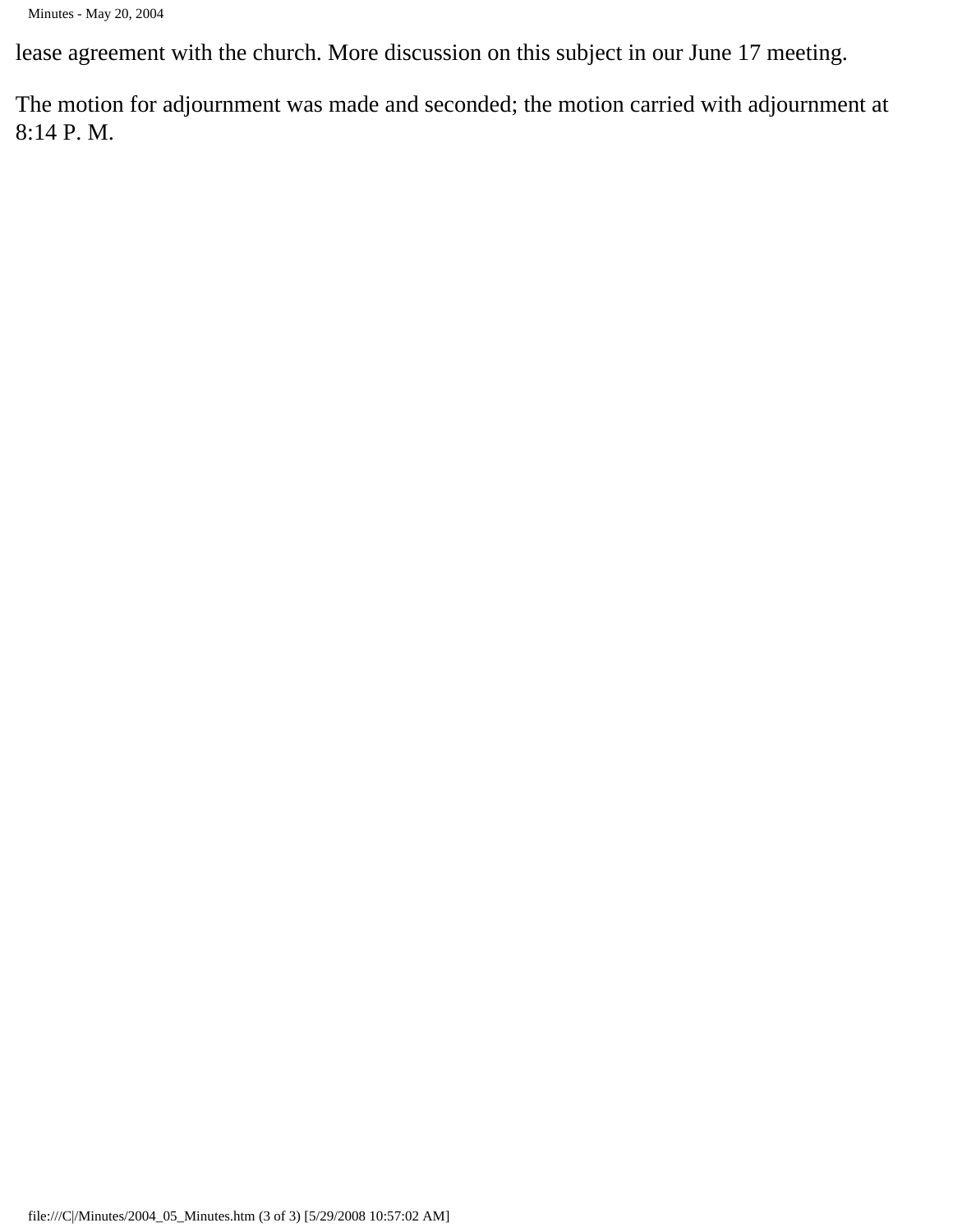lease agreement with the church. More discussion on this subject in our June 17 meeting.

The motion for adjournment was made and seconded; the motion carried with adjournment at 8:14 P. M.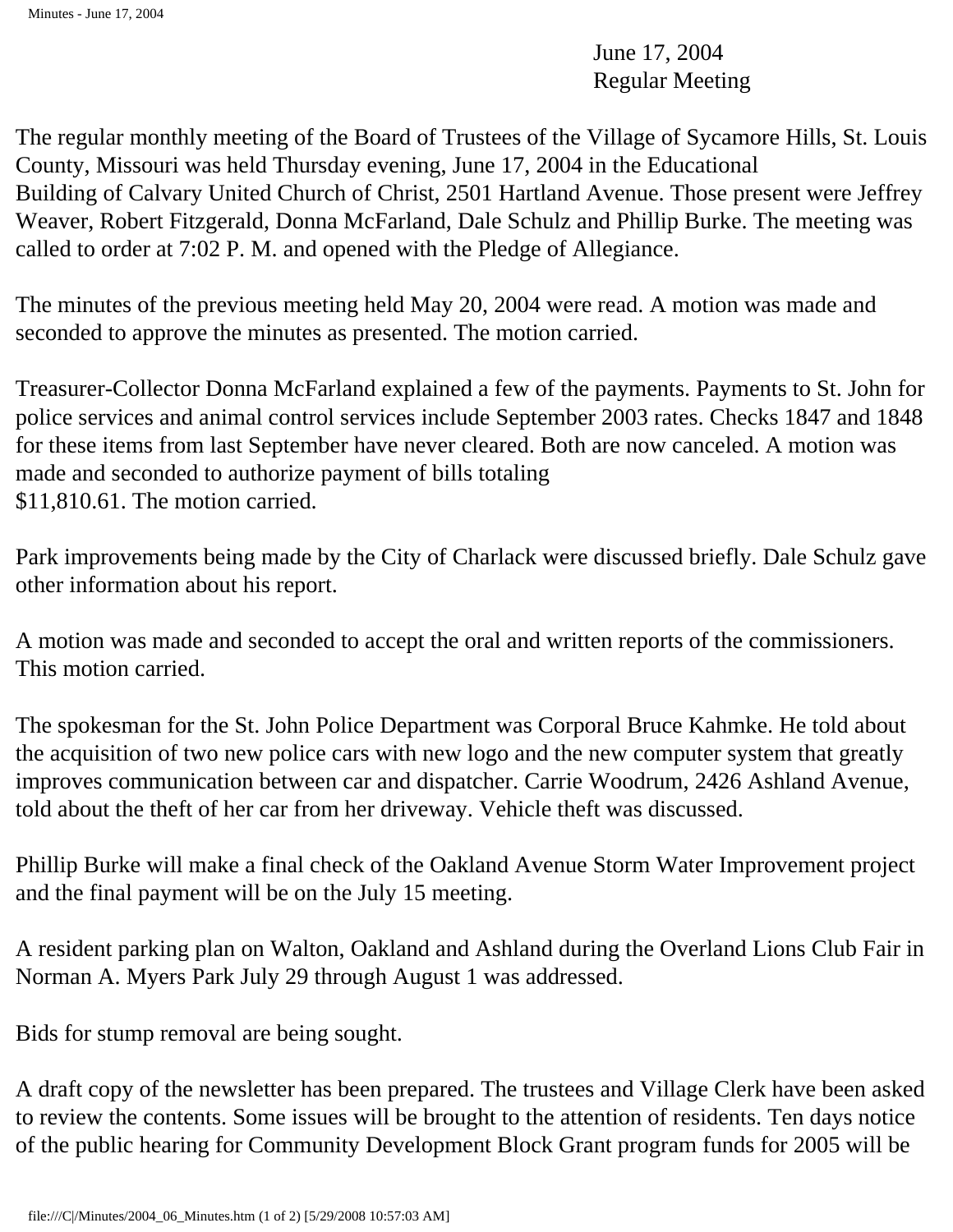June 17, 2004
Regular Meeting

The regular monthly meeting of the Board of Trustees of the Village of Sycamore Hills, St. Louis County, Missouri was held Thursday evening, June 17, 2004 in the Educational Building of Calvary United Church of Christ, 2501 Hartland Avenue. Those present were Jeffrey Weaver, Robert Fitzgerald, Donna McFarland, Dale Schulz and Phillip Burke. The meeting was called to order at 7:02 P. M. and opened with the Pledge of Allegiance.

The minutes of the previous meeting held May 20, 2004 were read. A motion was made and seconded to approve the minutes as presented. The motion carried.

Treasurer-Collector Donna McFarland explained a few of the payments. Payments to St. John for police services and animal control services include September 2003 rates. Checks 1847 and 1848 for these items from last September have never cleared. Both are now canceled. A motion was made and seconded to authorize payment of bills totaling $11,810.61. The motion carried.

Park improvements being made by the City of Charlack were discussed briefly. Dale Schulz gave other information about his report.

A motion was made and seconded to accept the oral and written reports of the commissioners. This motion carried.

The spokesman for the St. John Police Department was Corporal Bruce Kahmke. He told about the acquisition of two new police cars with new logo and the new computer system that greatly improves communication between car and dispatcher. Carrie Woodrum, 2426 Ashland Avenue, told about the theft of her car from her driveway. Vehicle theft was discussed.

Phillip Burke will make a final check of the Oakland Avenue Storm Water Improvement project and the final payment will be on the July 15 meeting.

A resident parking plan on Walton, Oakland and Ashland during the Overland Lions Club Fair in Norman A. Myers Park July 29 through August 1 was addressed.

Bids for stump removal are being sought.

A draft copy of the newsletter has been prepared. The trustees and Village Clerk have been asked to review the contents. Some issues will be brought to the attention of residents. Ten days notice of the public hearing for Community Development Block Grant program funds for 2005 will be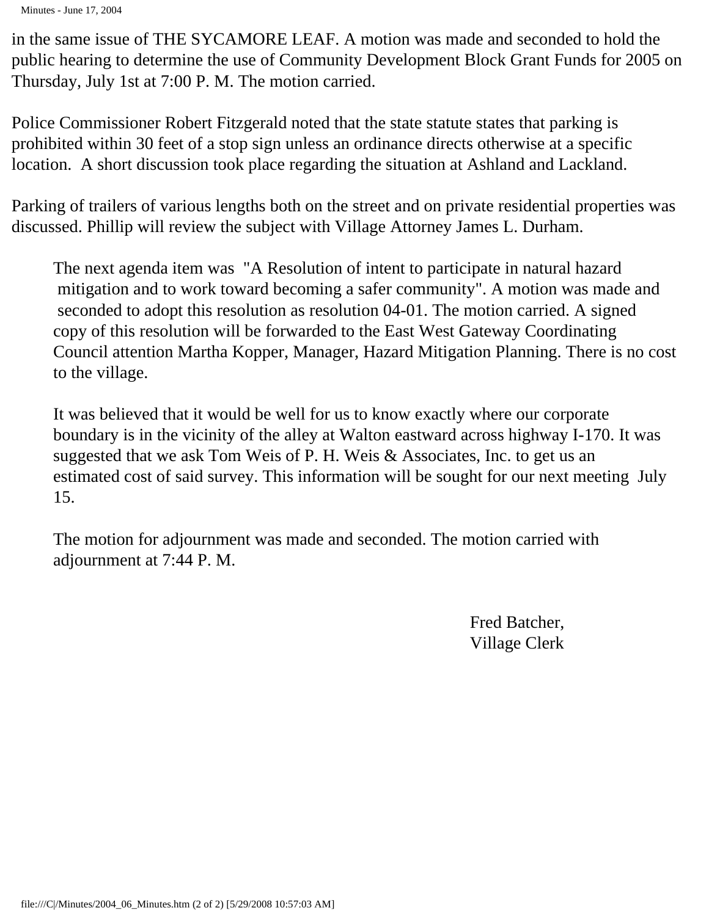in the same issue of THE SYCAMORE LEAF. A motion was made and seconded to hold the public hearing to determine the use of Community Development Block Grant Funds for 2005 on Thursday, July 1st at 7:00 P. M. The motion carried.

Police Commissioner Robert Fitzgerald noted that the state statute states that parking is prohibited within 30 feet of a stop sign unless an ordinance directs otherwise at a specific location. A short discussion took place regarding the situation at Ashland and Lackland.

Parking of trailers of various lengths both on the street and on private residential properties was discussed. Phillip will review the subject with Village Attorney James L. Durham.

The next agenda item was "A Resolution of intent to participate in natural hazard mitigation and to work toward becoming a safer community". A motion was made and seconded to adopt this resolution as resolution 04-01. The motion carried. A signed copy of this resolution will be forwarded to the East West Gateway Coordinating Council attention Martha Kopper, Manager, Hazard Mitigation Planning. There is no cost to the village.

It was believed that it would be well for us to know exactly where our corporate boundary is in the vicinity of the alley at Walton eastward across highway I-170. It was suggested that we ask Tom Weis of P. H. Weis & Associates, Inc. to get us an estimated cost of said survey. This information will be sought for our next meeting July 15.

The motion for adjournment was made and seconded. The motion carried with adjournment at 7:44 P. M.

Fred Batcher,
Village Clerk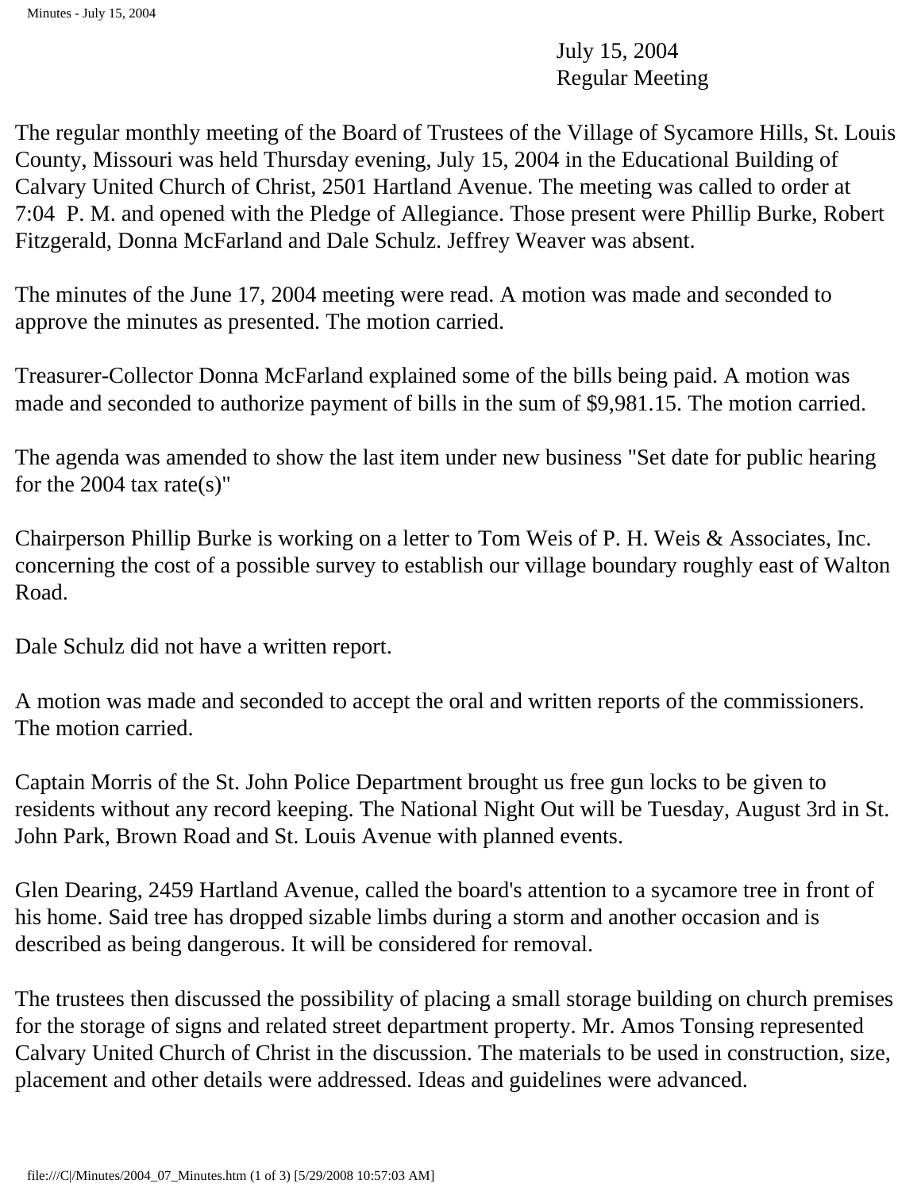July 15, 2004
Regular Meeting

The regular monthly meeting of the Board of Trustees of the Village of Sycamore Hills, St. Louis County, Missouri was held Thursday evening, July 15, 2004 in the Educational Building of Calvary United Church of Christ, 2501 Hartland Avenue. The meeting was called to order at 7:04 P. M. and opened with the Pledge of Allegiance. Those present were Phillip Burke, Robert Fitzgerald, Donna McFarland and Dale Schulz. Jeffrey Weaver was absent.

The minutes of the June 17, 2004 meeting were read. A motion was made and seconded to approve the minutes as presented. The motion carried.

Treasurer-Collector Donna McFarland explained some of the bills being paid. A motion was made and seconded to authorize payment of bills in the sum of $9,981.15. The motion carried.

The agenda was amended to show the last item under new business "Set date for public hearing for the 2004 tax rate(s)"

Chairperson Phillip Burke is working on a letter to Tom Weis of P. H. Weis & Associates, Inc. concerning the cost of a possible survey to establish our village boundary roughly east of Walton Road.

Dale Schulz did not have a written report.

A motion was made and seconded to accept the oral and written reports of the commissioners. The motion carried.

Captain Morris of the St. John Police Department brought us free gun locks to be given to residents without any record keeping. The National Night Out will be Tuesday, August 3rd in St. John Park, Brown Road and St. Louis Avenue with planned events.

Glen Dearing, 2459 Hartland Avenue, called the board's attention to a sycamore tree in front of his home. Said tree has dropped sizable limbs during a storm and another occasion and is described as being dangerous. It will be considered for removal.

The trustees then discussed the possibility of placing a small storage building on church premises for the storage of signs and related street department property. Mr. Amos Tonsing represented Calvary United Church of Christ in the discussion. The materials to be used in construction, size, placement and other details were addressed. Ideas and guidelines were advanced.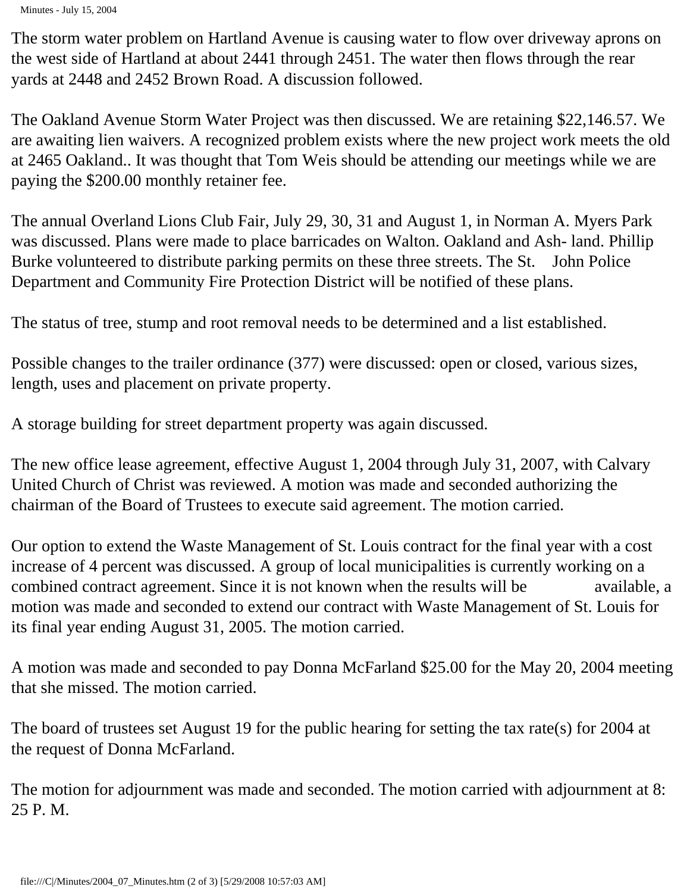The storm water problem on Hartland Avenue is causing water to flow over driveway aprons on the west side of Hartland at about 2441 through 2451. The water then flows through the rear yards at 2448 and 2452 Brown Road. A discussion followed.

The Oakland Avenue Storm Water Project was then discussed. We are retaining $22,146.57. We are awaiting lien waivers. A recognized problem exists where the new project work meets the old at 2465 Oakland.. It was thought that Tom Weis should be attending our meetings while we are paying the $200.00 monthly retainer fee.

The annual Overland Lions Club Fair, July 29, 30, 31 and August 1, in Norman A. Myers Park was discussed. Plans were made to place barricades on Walton. Oakland and Ash- land. Phillip Burke volunteered to distribute parking permits on these three streets. The St. John Police Department and Community Fire Protection District will be notified of these plans.

The status of tree, stump and root removal needs to be determined and a list established.

Possible changes to the trailer ordinance (377) were discussed: open or closed, various sizes, length, uses and placement on private property.

A storage building for street department property was again discussed.

The new office lease agreement, effective August 1, 2004 through July 31, 2007, with Calvary United Church of Christ was reviewed. A motion was made and seconded authorizing the chairman of the Board of Trustees to execute said agreement. The motion carried.

Our option to extend the Waste Management of St. Louis contract for the final year with a cost increase of 4 percent was discussed. A group of local municipalities is currently working on a combined contract agreement. Since it is not known when the results will be available, a motion was made and seconded to extend our contract with Waste Management of St. Louis for its final year ending August 31, 2005. The motion carried.

A motion was made and seconded to pay Donna McFarland $25.00 for the May 20, 2004 meeting that she missed. The motion carried.

The board of trustees set August 19 for the public hearing for setting the tax rate(s) for 2004 at the request of Donna McFarland.

The motion for adjournment was made and seconded. The motion carried with adjournment at 8: 25 P. M.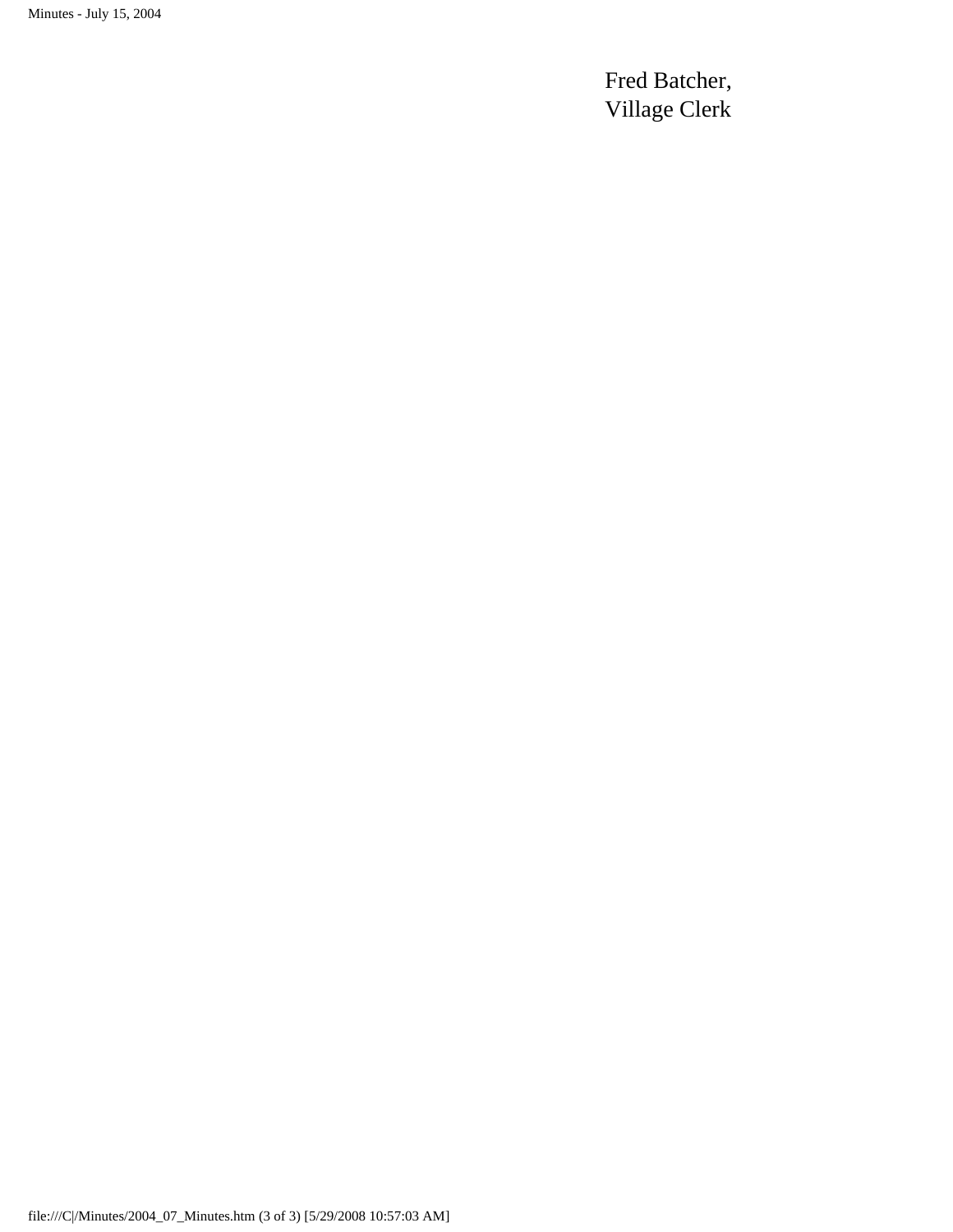Fred Batcher,
Village Clerk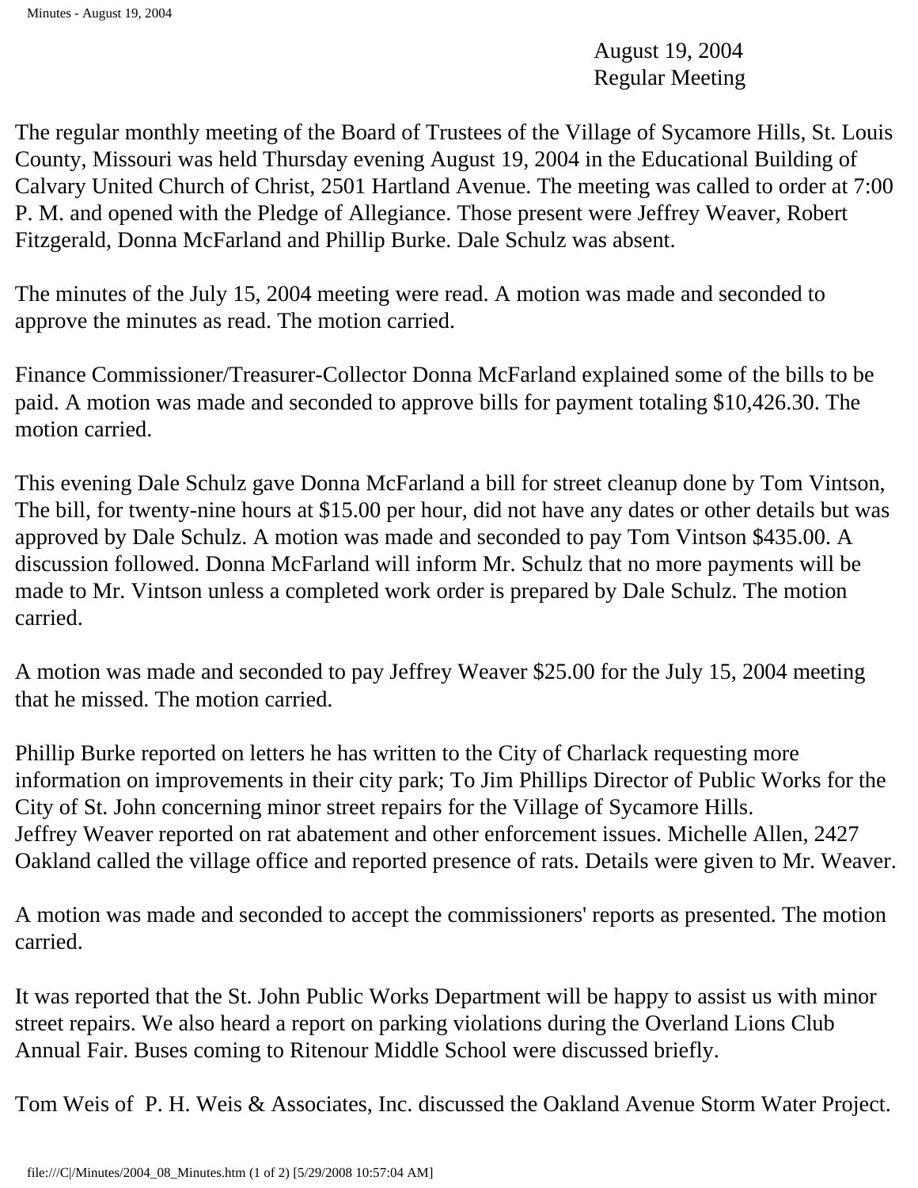August 19, 2004
Regular Meeting

The regular monthly meeting of the Board of Trustees of the Village of Sycamore Hills, St. Louis County, Missouri was held Thursday evening August 19, 2004 in the Educational Building of Calvary United Church of Christ, 2501 Hartland Avenue. The meeting was called to order at 7:00 P. M. and opened with the Pledge of Allegiance. Those present were Jeffrey Weaver, Robert Fitzgerald, Donna McFarland and Phillip Burke. Dale Schulz was absent.

The minutes of the July 15, 2004 meeting were read. A motion was made and seconded to approve the minutes as read. The motion carried.

Finance Commissioner/Treasurer-Collector Donna McFarland explained some of the bills to be paid. A motion was made and seconded to approve bills for payment totaling $10,426.30. The motion carried.

This evening Dale Schulz gave Donna McFarland a bill for street cleanup done by Tom Vintson, The bill, for twenty-nine hours at $15.00 per hour, did not have any dates or other details but was approved by Dale Schulz. A motion was made and seconded to pay Tom Vintson $435.00. A discussion followed. Donna McFarland will inform Mr. Schulz that no more payments will be made to Mr. Vintson unless a completed work order is prepared by Dale Schulz. The motion carried.

A motion was made and seconded to pay Jeffrey Weaver $25.00 for the July 15, 2004 meeting that he missed. The motion carried.

Phillip Burke reported on letters he has written to the City of Charlack requesting more information on improvements in their city park; To Jim Phillips Director of Public Works for the City of St. John concerning minor street repairs for the Village of Sycamore Hills.
Jeffrey Weaver reported on rat abatement and other enforcement issues. Michelle Allen, 2427 Oakland called the village office and reported presence of rats. Details were given to Mr. Weaver.

A motion was made and seconded to accept the commissioners' reports as presented. The motion carried.

It was reported that the St. John Public Works Department will be happy to assist us with minor street repairs. We also heard a report on parking violations during the Overland Lions Club Annual Fair. Buses coming to Ritenour Middle School were discussed briefly.

Tom Weis of P. H. Weis & Associates, Inc. discussed the Oakland Avenue Storm Water Project.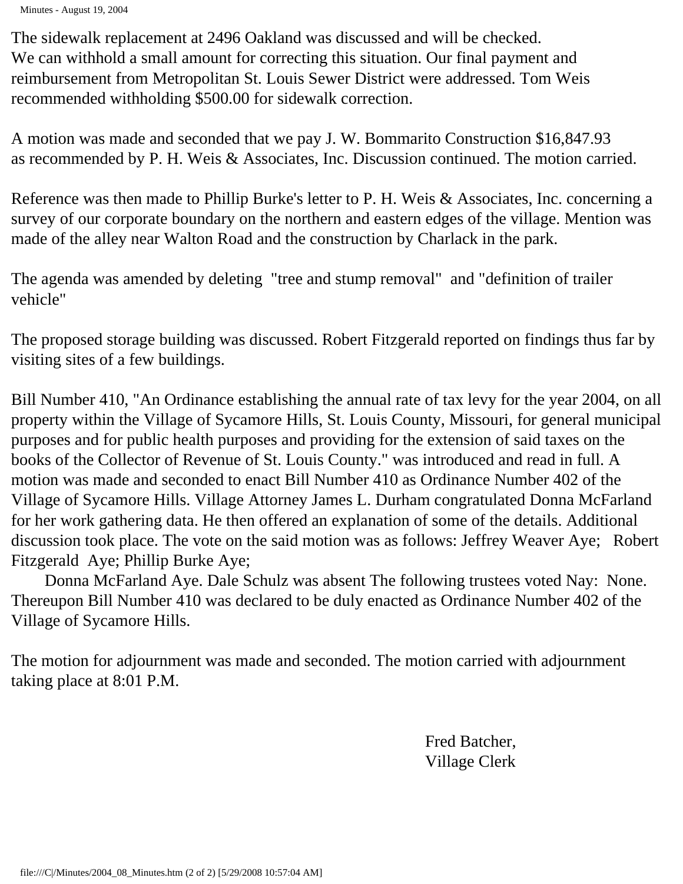The sidewalk replacement at 2496 Oakland was discussed and will be checked. We can withhold a small amount for correcting this situation. Our final payment and reimbursement from Metropolitan St. Louis Sewer District were addressed. Tom Weis recommended withholding $500.00 for sidewalk correction.

A motion was made and seconded that we pay J. W. Bommarito Construction $16,847.93 as recommended by P. H. Weis & Associates, Inc. Discussion continued. The motion carried.

Reference was then made to Phillip Burke's letter to P. H. Weis & Associates, Inc. concerning a survey of our corporate boundary on the northern and eastern edges of the village. Mention was made of the alley near Walton Road and the construction by Charlack in the park.

The agenda was amended by deleting "tree and stump removal" and "definition of trailer vehicle"

The proposed storage building was discussed. Robert Fitzgerald reported on findings thus far by visiting sites of a few buildings.

Bill Number 410, "An Ordinance establishing the annual rate of tax levy for the year 2004, on all property within the Village of Sycamore Hills, St. Louis County, Missouri, for general municipal purposes and for public health purposes and providing for the extension of said taxes on the books of the Collector of Revenue of St. Louis County." was introduced and read in full. A motion was made and seconded to enact Bill Number 410 as Ordinance Number 402 of the Village of Sycamore Hills. Village Attorney James L. Durham congratulated Donna McFarland for her work gathering data. He then offered an explanation of some of the details. Additional discussion took place. The vote on the said motion was as follows: Jeffrey Weaver Aye; Robert Fitzgerald Aye; Phillip Burke Aye;

Donna McFarland Aye. Dale Schulz was absent The following trustees voted Nay: None. Thereupon Bill Number 410 was declared to be duly enacted as Ordinance Number 402 of the Village of Sycamore Hills.

The motion for adjournment was made and seconded. The motion carried with adjournment taking place at 8:01 P.M.

Fred Batcher,
Village Clerk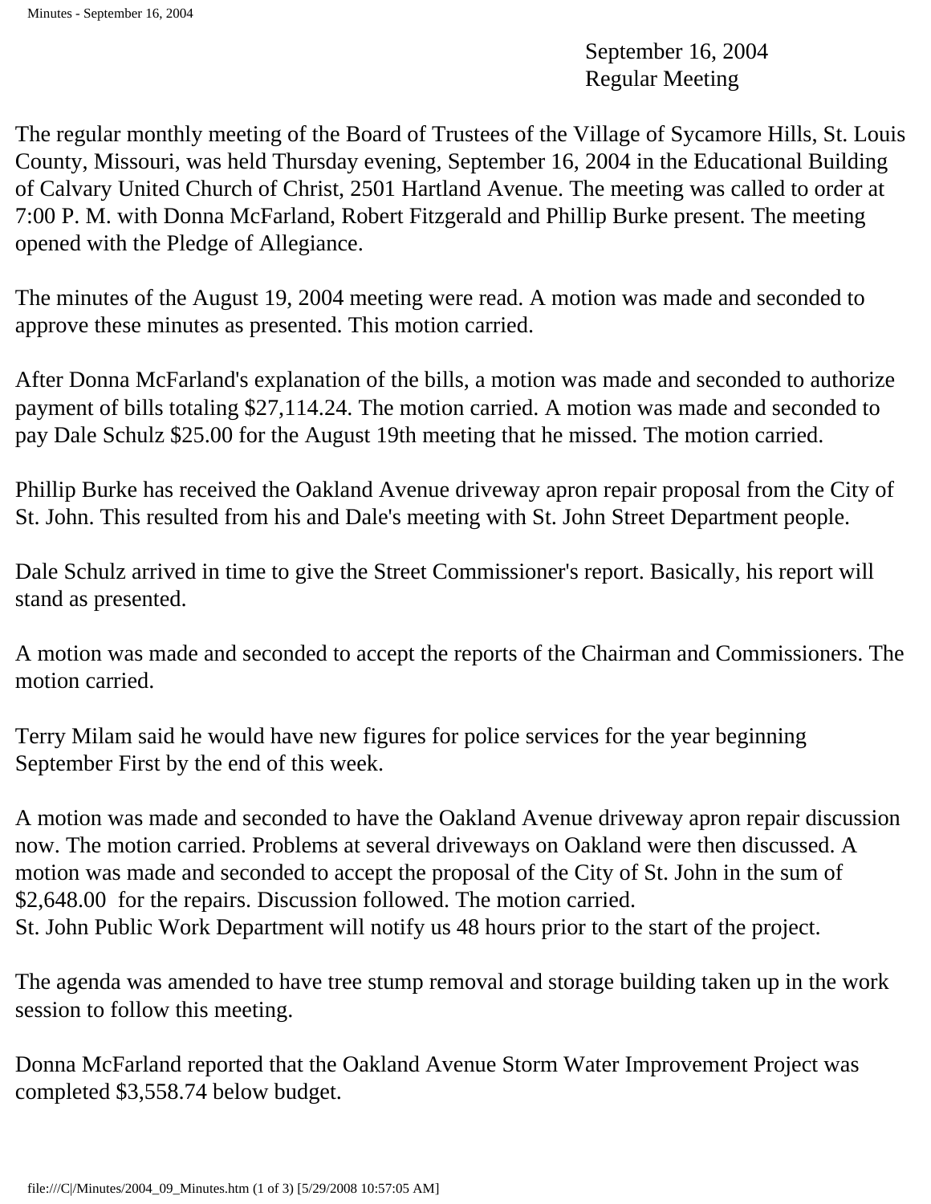September 16, 2004
Regular Meeting

The regular monthly meeting of the Board of Trustees of the Village of Sycamore Hills, St. Louis County, Missouri, was held Thursday evening, September 16, 2004 in the Educational Building of Calvary United Church of Christ, 2501 Hartland Avenue. The meeting was called to order at 7:00 P. M. with Donna McFarland, Robert Fitzgerald and Phillip Burke present. The meeting opened with the Pledge of Allegiance.

The minutes of the August 19, 2004 meeting were read. A motion was made and seconded to approve these minutes as presented. This motion carried.

After Donna McFarland's explanation of the bills, a motion was made and seconded to authorize payment of bills totaling $27,114.24. The motion carried. A motion was made and seconded to pay Dale Schulz $25.00 for the August 19th meeting that he missed. The motion carried.

Phillip Burke has received the Oakland Avenue driveway apron repair proposal from the City of St. John. This resulted from his and Dale's meeting with St. John Street Department people.

Dale Schulz arrived in time to give the Street Commissioner's report. Basically, his report will stand as presented.

A motion was made and seconded to accept the reports of the Chairman and Commissioners. The motion carried.

Terry Milam said he would have new figures for police services for the year beginning September First by the end of this week.

A motion was made and seconded to have the Oakland Avenue driveway apron repair discussion now. The motion carried. Problems at several driveways on Oakland were then discussed. A motion was made and seconded to accept the proposal of the City of St. John in the sum of $2,648.00 for the repairs. Discussion followed. The motion carried.
St. John Public Work Department will notify us 48 hours prior to the start of the project.

The agenda was amended to have tree stump removal and storage building taken up in the work session to follow this meeting.

Donna McFarland reported that the Oakland Avenue Storm Water Improvement Project was completed $3,558.74 below budget.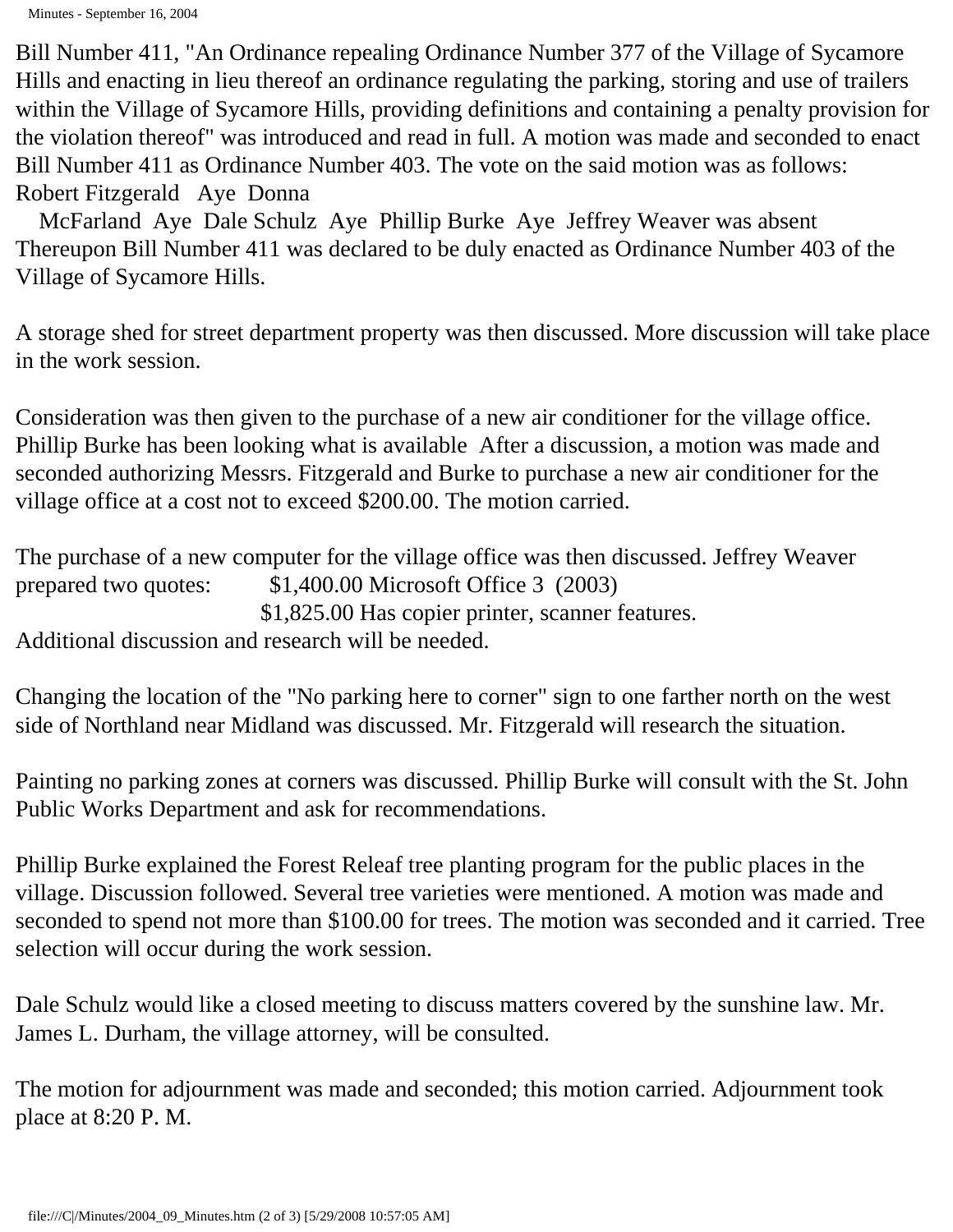Bill Number 411, "An Ordinance repealing Ordinance Number 377 of the Village of Sycamore Hills and enacting in lieu thereof an ordinance regulating the parking, storing and use of trailers within the Village of Sycamore Hills, providing definitions and containing a penalty provision for the violation thereof" was introduced and read in full. A motion was made and seconded to enact Bill Number 411 as Ordinance Number 403. The vote on the said motion was as follows:
Robert Fitzgerald Aye Donna McFarland Aye Dale Schulz Aye Phillip Burke Aye Jeffrey Weaver was absent
Thereupon Bill Number 411 was declared to be duly enacted as Ordinance Number 403 of the Village of Sycamore Hills.

A storage shed for street department property was then discussed. More discussion will take place in the work session.

Consideration was then given to the purchase of a new air conditioner for the village office. Phillip Burke has been looking what is available After a discussion, a motion was made and seconded authorizing Messrs. Fitzgerald and Burke to purchase a new air conditioner for the village office at a cost not to exceed $200.00. The motion carried.

The purchase of a new computer for the village office was then discussed. Jeffrey Weaver prepared two quotes: $1,400.00 Microsoft Office 3 (2003)
$1,825.00 Has copier printer, scanner features.
Additional discussion and research will be needed.

Changing the location of the "No parking here to corner" sign to one farther north on the west side of Northland near Midland was discussed. Mr. Fitzgerald will research the situation.

Painting no parking zones at corners was discussed. Phillip Burke will consult with the St. John Public Works Department and ask for recommendations.

Phillip Burke explained the Forest Releaf tree planting program for the public places in the village. Discussion followed. Several tree varieties were mentioned. A motion was made and seconded to spend not more than $100.00 for trees. The motion was seconded and it carried. Tree selection will occur during the work session.

Dale Schulz would like a closed meeting to discuss matters covered by the sunshine law. Mr. James L. Durham, the village attorney, will be consulted.

The motion for adjournment was made and seconded; this motion carried. Adjournment took place at 8:20 P. M.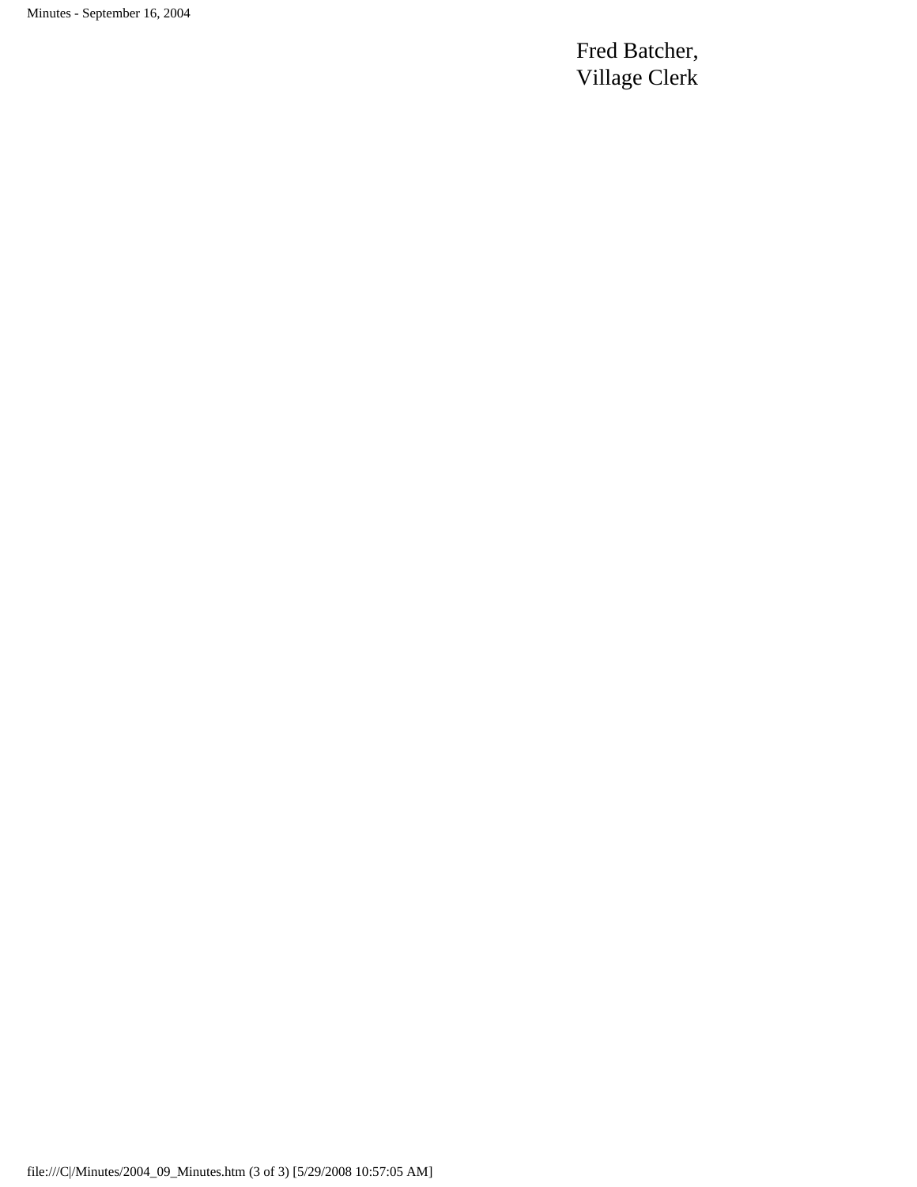Fred Batcher,
Village Clerk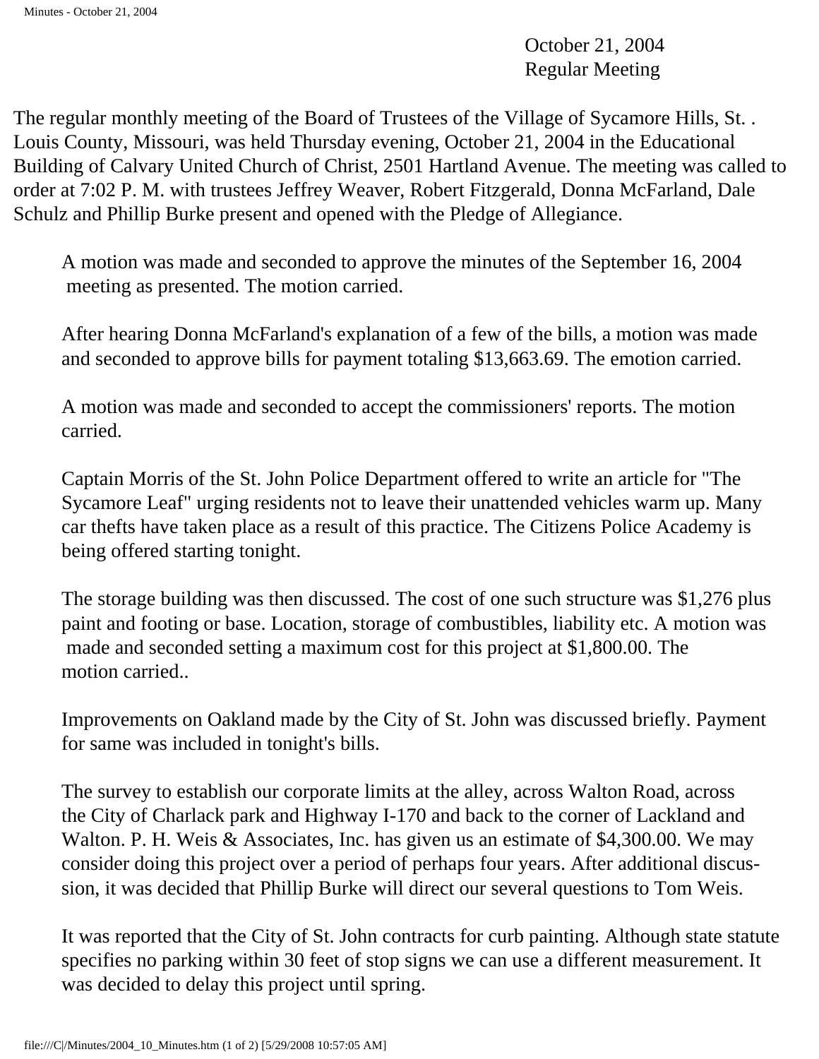October 21, 2004
Regular Meeting

The regular monthly meeting of the Board of Trustees of the Village of Sycamore Hills, St. . Louis County, Missouri, was held Thursday evening, October 21, 2004 in the Educational Building of Calvary United Church of Christ, 2501 Hartland Avenue. The meeting was called to order at 7:02 P. M. with trustees Jeffrey Weaver, Robert Fitzgerald, Donna McFarland, Dale Schulz and Phillip Burke present and opened with the Pledge of Allegiance.

A motion was made and seconded to approve the minutes of the September 16, 2004 meeting as presented. The motion carried.

After hearing Donna McFarland's explanation of a few of the bills, a motion was made and seconded to approve bills for payment totaling $13,663.69. The emotion carried.

A motion was made and seconded to accept the commissioners' reports. The motion carried.

Captain Morris of the St. John Police Department offered to write an article for "The Sycamore Leaf" urging residents not to leave their unattended vehicles warm up. Many car thefts have taken place as a result of this practice. The Citizens Police Academy is being offered starting tonight.

The storage building was then discussed. The cost of one such structure was $1,276 plus paint and footing or base. Location, storage of combustibles, liability etc. A motion was made and seconded setting a maximum cost for this project at $1,800.00. The motion carried..

Improvements on Oakland made by the City of St. John was discussed briefly. Payment for same was included in tonight's bills.

The survey to establish our corporate limits at the alley, across Walton Road, across the City of Charlack park and Highway I-170 and back to the corner of Lackland and Walton. P. H. Weis & Associates, Inc. has given us an estimate of $4,300.00. We may consider doing this project over a period of perhaps four years. After additional discussion, it was decided that Phillip Burke will direct our several questions to Tom Weis.

It was reported that the City of St. John contracts for curb painting. Although state statute specifies no parking within 30 feet of stop signs we can use a different measurement. It was decided to delay this project until spring.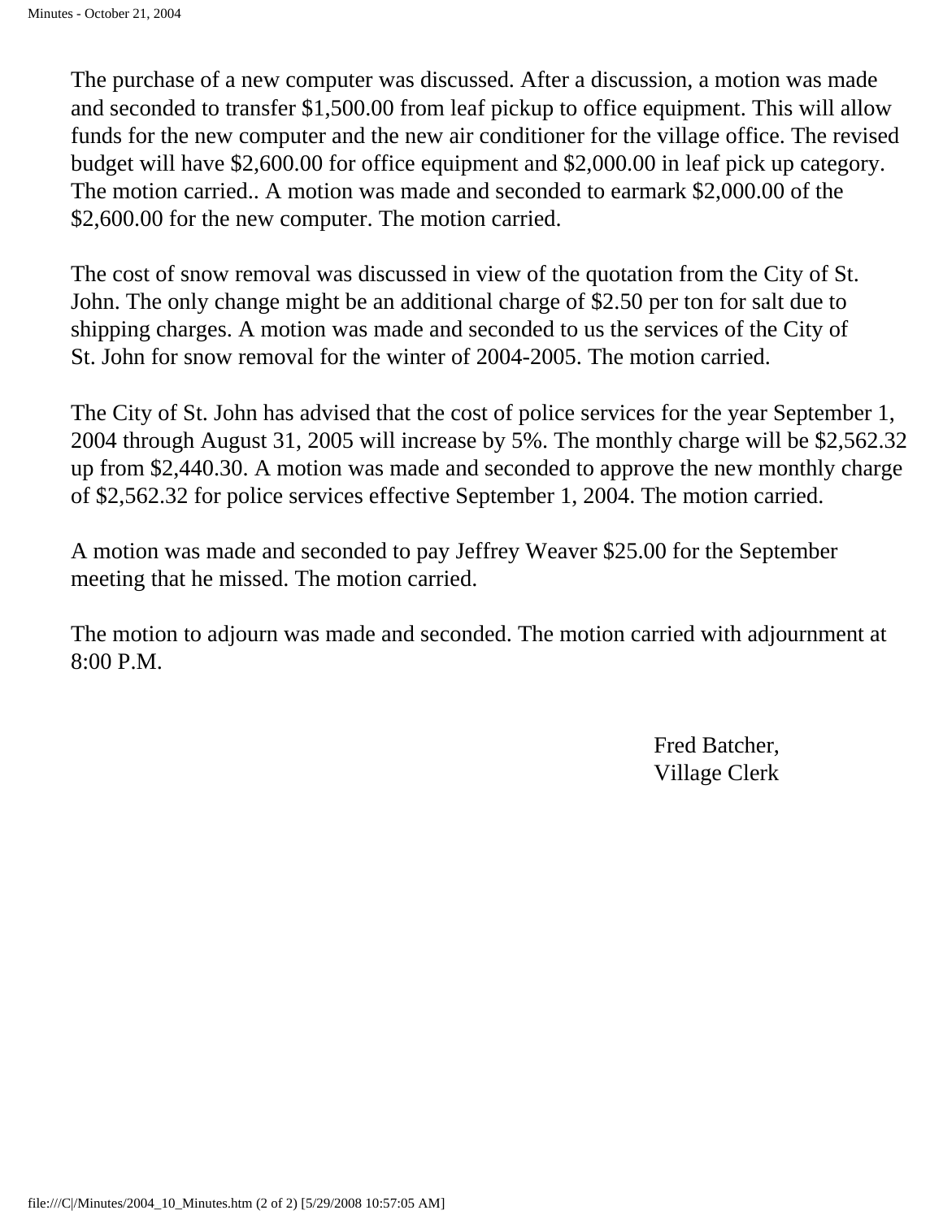The purchase of a new computer was discussed. After a discussion, a motion was made and seconded to transfer $1,500.00 from leaf pickup to office equipment. This will allow funds for the new computer and the new air conditioner for the village office. The revised budget will have $2,600.00 for office equipment and $2,000.00 in leaf pick up category. The motion carried.. A motion was made and seconded to earmark $2,000.00 of the $2,600.00 for the new computer. The motion carried.

The cost of snow removal was discussed in view of the quotation from the City of St. John. The only change might be an additional charge of $2.50 per ton for salt due to shipping charges. A motion was made and seconded to us the services of the City of St. John for snow removal for the winter of 2004-2005. The motion carried.

The City of St. John has advised that the cost of police services for the year September 1, 2004 through August 31, 2005 will increase by 5%. The monthly charge will be $2,562.32 up from $2,440.30. A motion was made and seconded to approve the new monthly charge of $2,562.32 for police services effective September 1, 2004. The motion carried.

A motion was made and seconded to pay Jeffrey Weaver $25.00 for the September meeting that he missed. The motion carried.

The motion to adjourn was made and seconded. The motion carried with adjournment at 8:00 P.M.

Fred Batcher,
Village Clerk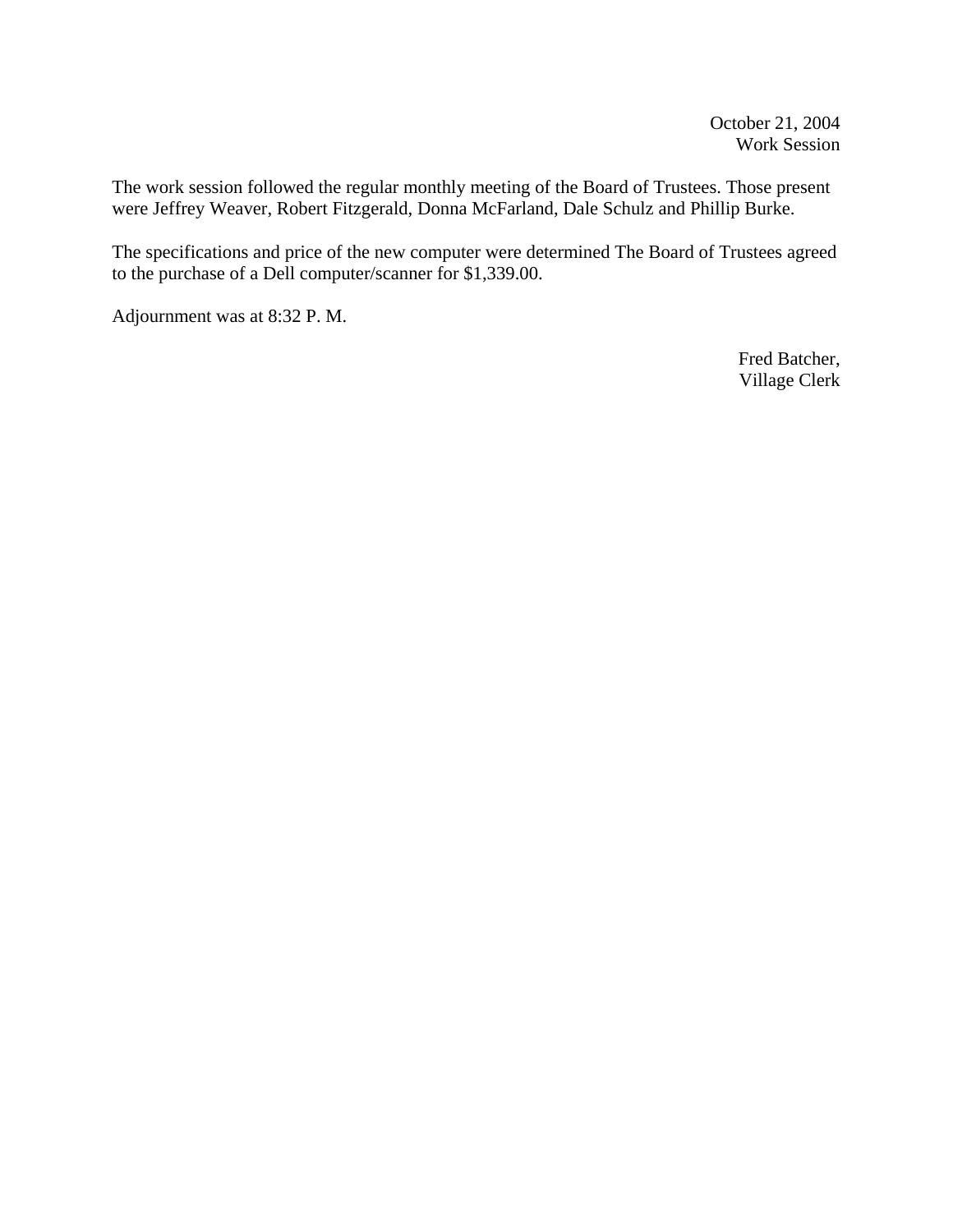October 21, 2004
Work Session

The work session followed the regular monthly meeting of the Board of Trustees. Those present were Jeffrey Weaver, Robert Fitzgerald, Donna McFarland, Dale Schulz and Phillip Burke.

The specifications and price of the new computer were determined The Board of Trustees agreed to the purchase of a Dell computer/scanner for $1,339.00.

Adjournment was at 8:32 P. M.

Fred Batcher,
Village Clerk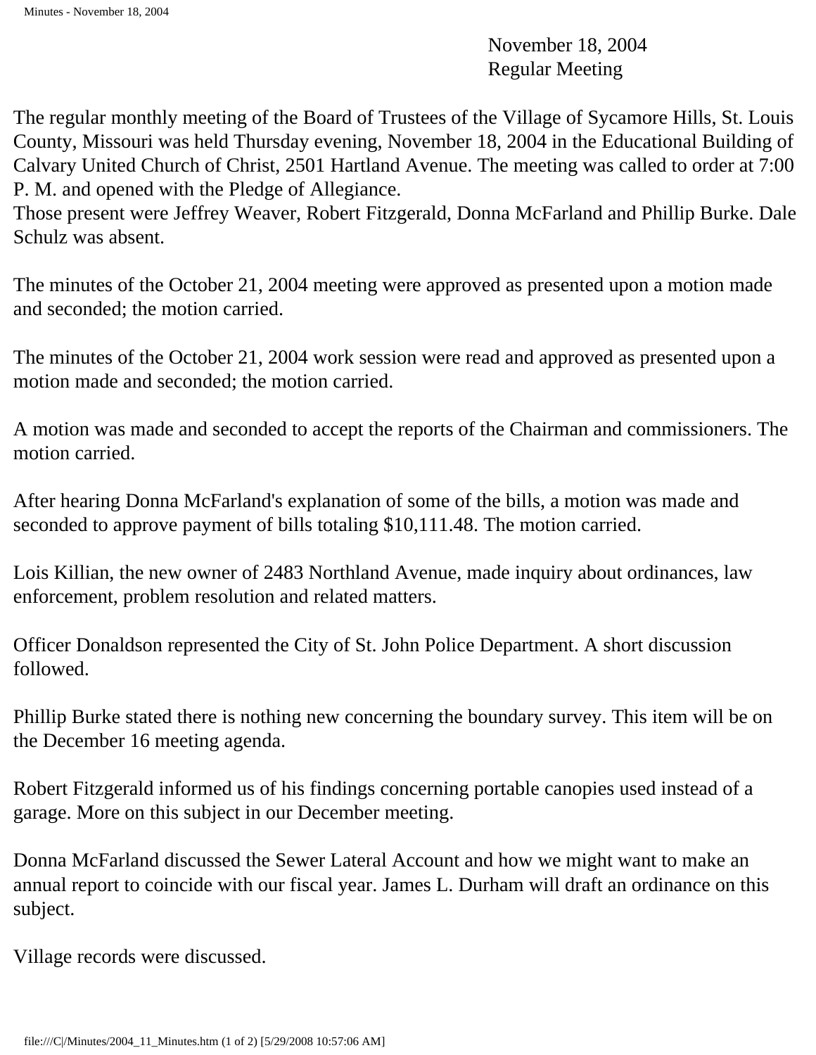November 18, 2004
Regular Meeting

The regular monthly meeting of the Board of Trustees of the Village of Sycamore Hills, St. Louis County, Missouri was held Thursday evening, November 18, 2004 in the Educational Building of Calvary United Church of Christ, 2501 Hartland Avenue. The meeting was called to order at 7:00 P. M. and opened with the Pledge of Allegiance.
Those present were Jeffrey Weaver, Robert Fitzgerald, Donna McFarland and Phillip Burke. Dale Schulz was absent.

The minutes of the October 21, 2004 meeting were approved as presented upon a motion made and seconded; the motion carried.

The minutes of the October 21, 2004 work session were read and approved as presented upon a motion made and seconded; the motion carried.

A motion was made and seconded to accept the reports of the Chairman and commissioners. The motion carried.

After hearing Donna McFarland's explanation of some of the bills, a motion was made and seconded to approve payment of bills totaling $10,111.48. The motion carried.

Lois Killian, the new owner of 2483 Northland Avenue, made inquiry about ordinances, law enforcement, problem resolution and related matters.

Officer Donaldson represented the City of St. John Police Department. A short discussion followed.

Phillip Burke stated there is nothing new concerning the boundary survey. This item will be on the December 16 meeting agenda.

Robert Fitzgerald informed us of his findings concerning portable canopies used instead of a garage. More on this subject in our December meeting.

Donna McFarland discussed the Sewer Lateral Account and how we might want to make an annual report to coincide with our fiscal year. James L. Durham will draft an ordinance on this subject.

Village records were discussed.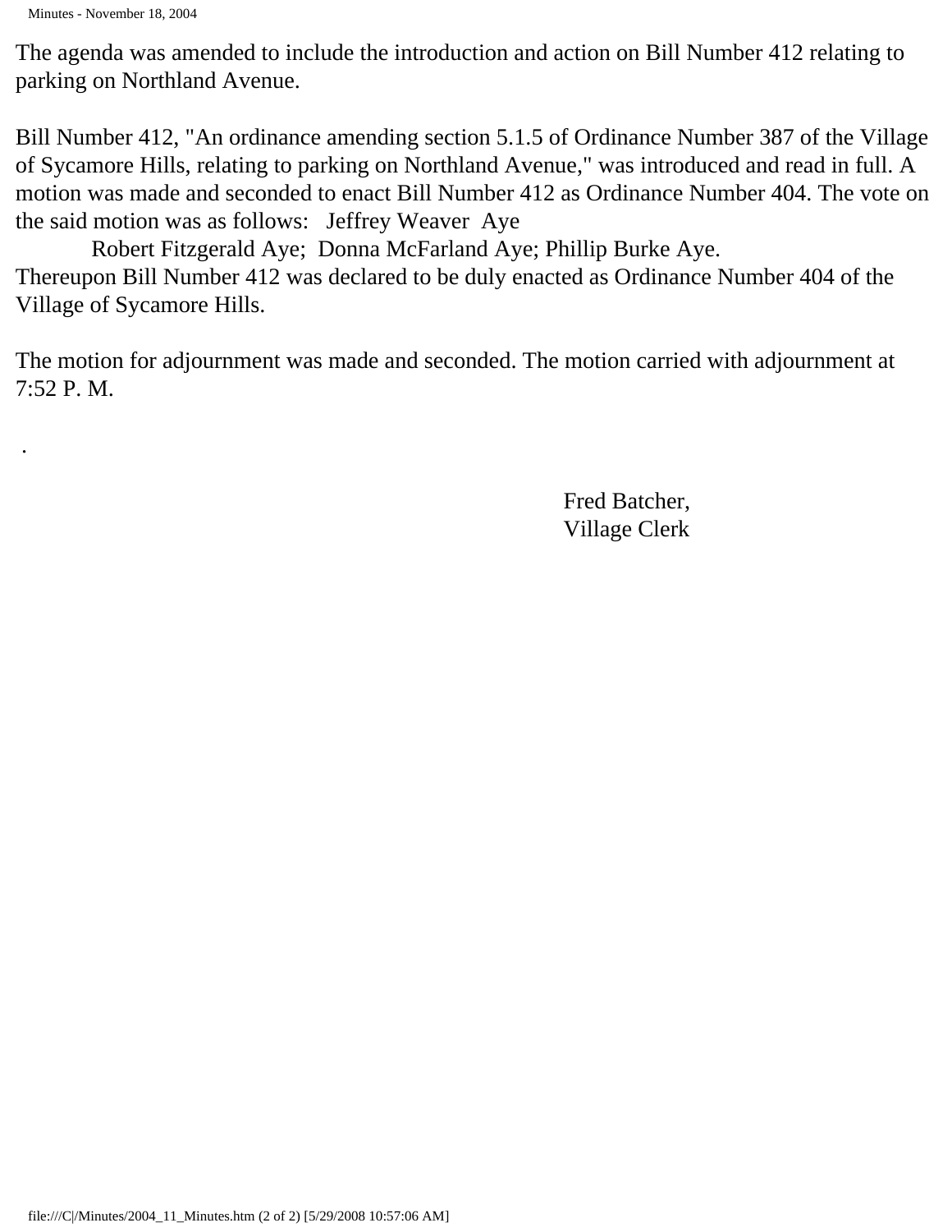The agenda was amended to include the introduction and action on Bill Number 412 relating to parking on Northland Avenue.

Bill Number 412, "An ordinance amending section 5.1.5 of Ordinance Number 387 of the Village of Sycamore Hills, relating to parking on Northland Avenue," was introduced and read in full. A motion was made and seconded to enact Bill Number 412 as Ordinance Number 404. The vote on the said motion was as follows: Jeffrey Weaver Aye
Robert Fitzgerald Aye; Donna McFarland Aye; Phillip Burke Aye.
Thereupon Bill Number 412 was declared to be duly enacted as Ordinance Number 404 of the Village of Sycamore Hills.

The motion for adjournment was made and seconded. The motion carried with adjournment at 7:52 P. M.

.

Fred Batcher,
Village Clerk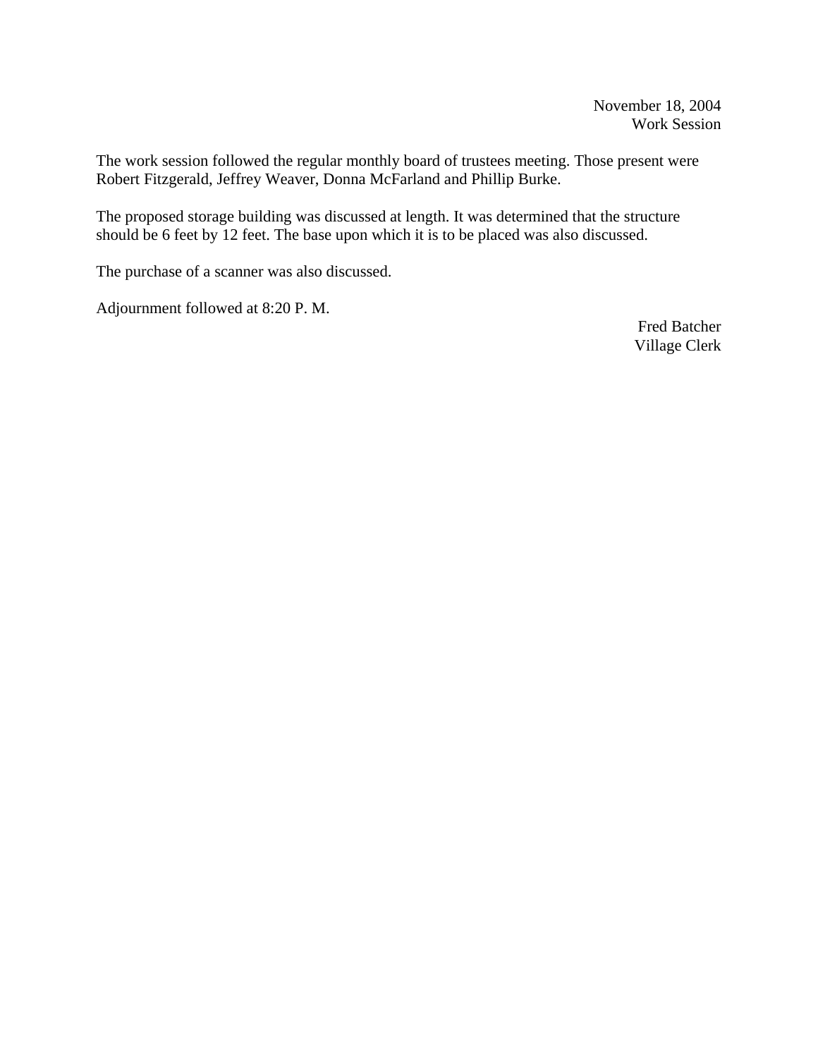November 18, 2004
Work Session

The work session followed the regular monthly board of trustees meeting. Those present were Robert Fitzgerald, Jeffrey Weaver, Donna McFarland and Phillip Burke.

The proposed storage building was discussed at length. It was determined that the structure should be 6 feet by 12 feet. The base upon which it is to be placed was also discussed.

The purchase of a scanner was also discussed.

Adjournment followed at 8:20 P. M.

Fred Batcher
Village Clerk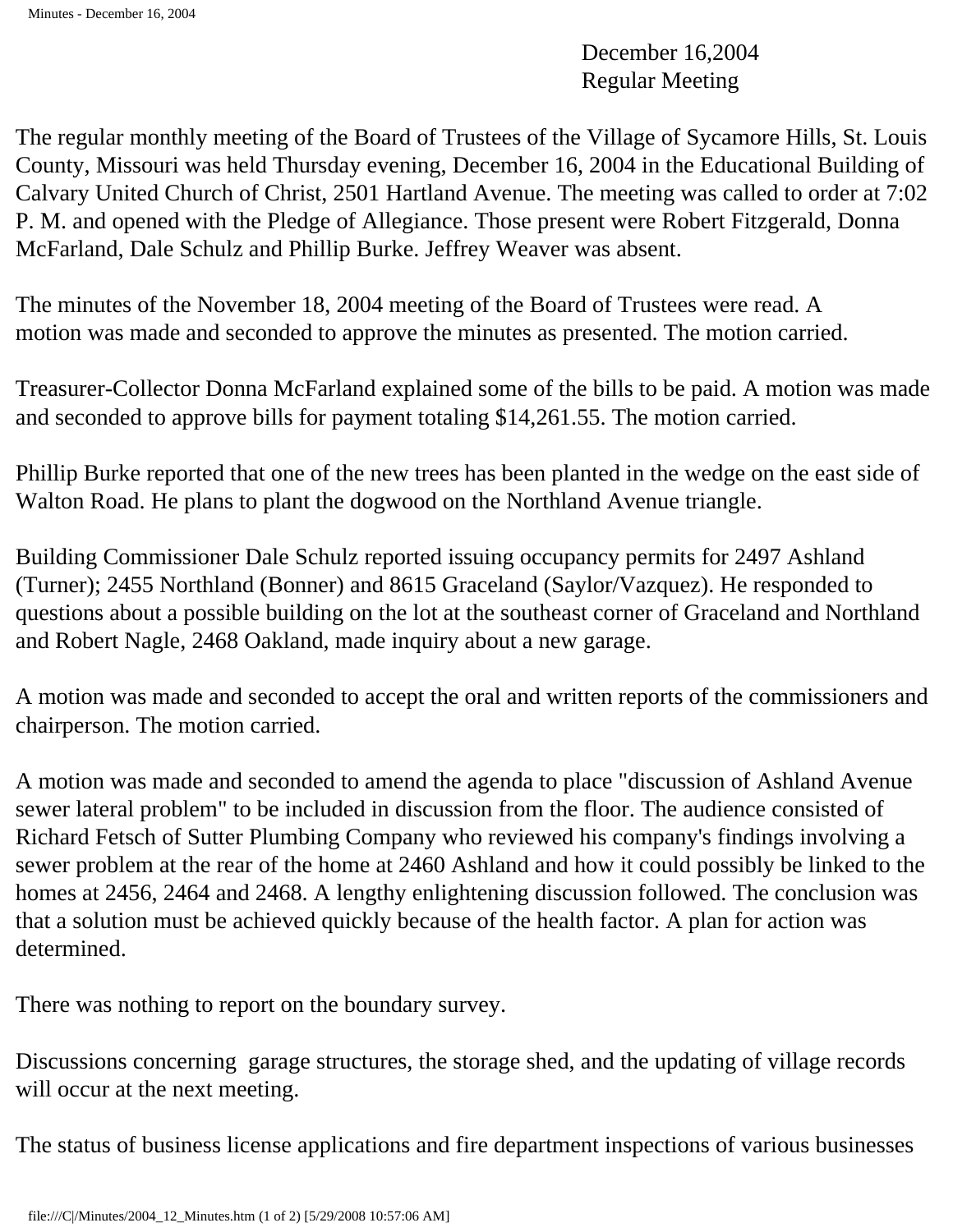December 16,2004
Regular Meeting

The regular monthly meeting of the Board of Trustees of the Village of Sycamore Hills, St. Louis County, Missouri was held Thursday evening, December 16, 2004 in the Educational Building of Calvary United Church of Christ, 2501 Hartland Avenue. The meeting was called to order at 7:02 P. M. and opened with the Pledge of Allegiance. Those present were Robert Fitzgerald, Donna McFarland, Dale Schulz and Phillip Burke. Jeffrey Weaver was absent.

The minutes of the November 18, 2004 meeting of the Board of Trustees were read. A motion was made and seconded to approve the minutes as presented. The motion carried.

Treasurer-Collector Donna McFarland explained some of the bills to be paid. A motion was made and seconded to approve bills for payment totaling $14,261.55. The motion carried.

Phillip Burke reported that one of the new trees has been planted in the wedge on the east side of Walton Road. He plans to plant the dogwood on the Northland Avenue triangle.

Building Commissioner Dale Schulz reported issuing occupancy permits for 2497 Ashland (Turner); 2455 Northland (Bonner) and 8615 Graceland (Saylor/Vazquez). He responded to questions about a possible building on the lot at the southeast corner of Graceland and Northland and Robert Nagle, 2468 Oakland, made inquiry about a new garage.

A motion was made and seconded to accept the oral and written reports of the commissioners and chairperson. The motion carried.

A motion was made and seconded to amend the agenda to place "discussion of Ashland Avenue sewer lateral problem" to be included in discussion from the floor. The audience consisted of Richard Fetsch of Sutter Plumbing Company who reviewed his company's findings involving a sewer problem at the rear of the home at 2460 Ashland and how it could possibly be linked to the homes at 2456, 2464 and 2468. A lengthy enlightening discussion followed. The conclusion was that a solution must be achieved quickly because of the health factor. A plan for action was determined.

There was nothing to report on the boundary survey.

Discussions concerning garage structures, the storage shed, and the updating of village records will occur at the next meeting.

The status of business license applications and fire department inspections of various businesses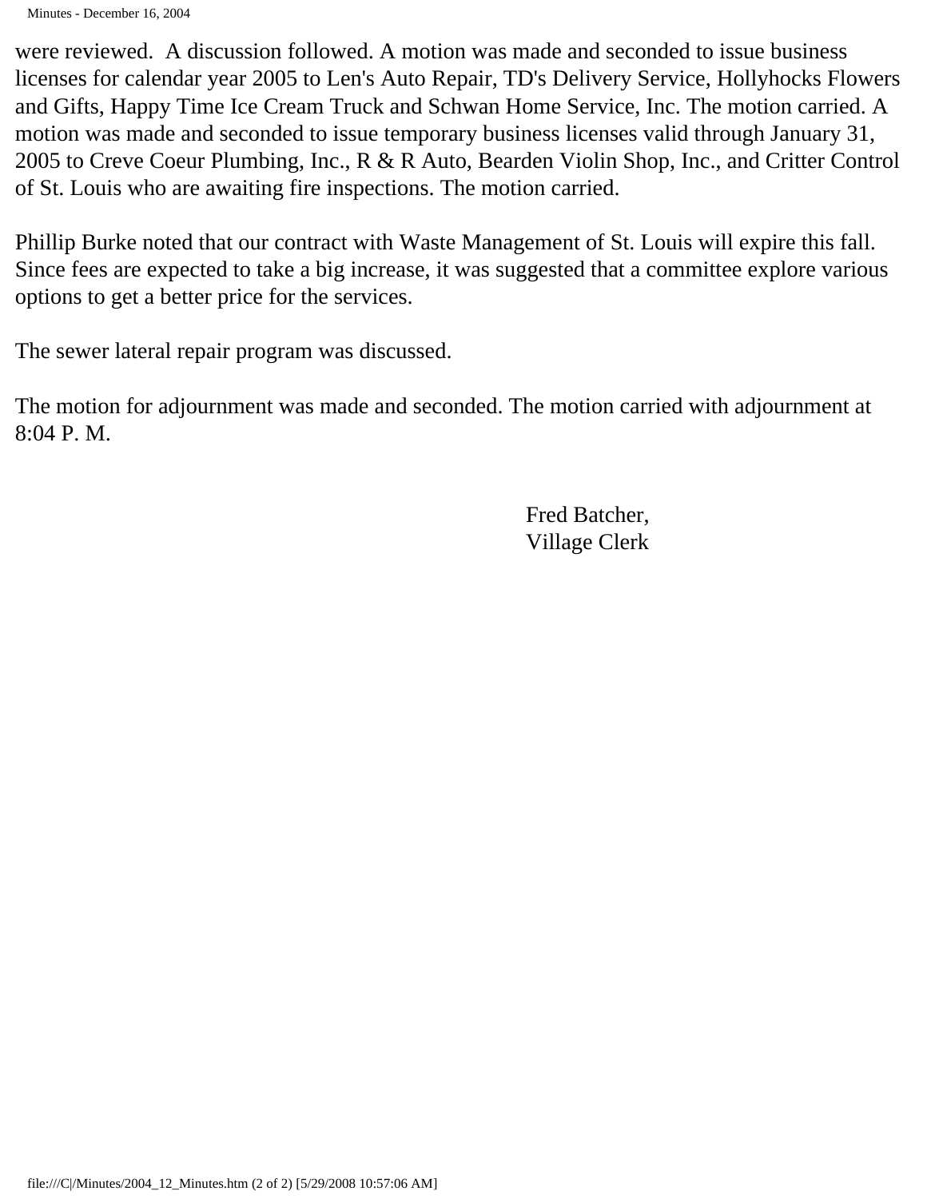were reviewed.  A discussion followed. A motion was made and seconded to issue business licenses for calendar year 2005 to Len's Auto Repair, TD's Delivery Service, Hollyhocks Flowers and Gifts, Happy Time Ice Cream Truck and Schwan Home Service, Inc. The motion carried. A motion was made and seconded to issue temporary business licenses valid through January 31, 2005 to Creve Coeur Plumbing, Inc., R & R Auto, Bearden Violin Shop, Inc., and Critter Control of St. Louis who are awaiting fire inspections. The motion carried.

Phillip Burke noted that our contract with Waste Management of St. Louis will expire this fall. Since fees are expected to take a big increase, it was suggested that a committee explore various options to get a better price for the services.

The sewer lateral repair program was discussed.

The motion for adjournment was made and seconded. The motion carried with adjournment at 8:04 P. M.

Fred Batcher,
Village Clerk